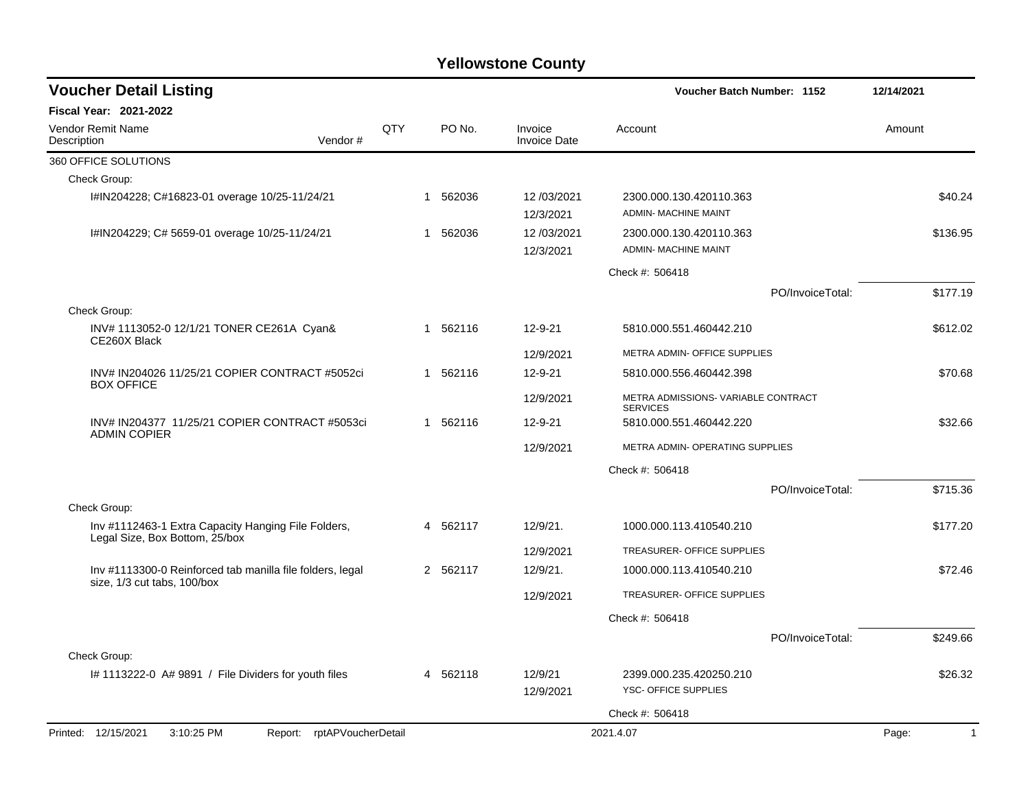# Yellowstone County

## Voucher Detail Listing

**Voucher Batch Number: 1152** 12/14/2021

**Fiscal Year: 2021-2022**

| Vendor Remit Name / Description | Vendor # | QTY | PO No. | Invoice / Invoice Date | Account | Amount |
|---|---|---|---|---|---|---|
| 360 OFFICE SOLUTIONS | | | | | | |
| Check Group: | | | | | | |
| I#IN204228; C#16823-01 overage 10/25-11/24/21 | | 1 | 562036 | 12 /03/2021<br>12/3/2021 | 2300.000.130.420110.363<br>ADMIN- MACHINE MAINT | $40.24 |
| I#IN204229; C# 5659-01 overage 10/25-11/24/21 | | 1 | 562036 | 12 /03/2021<br>12/3/2021 | 2300.000.130.420110.363<br>ADMIN- MACHINE MAINT | $136.95 |
| | | | | | Check #: 506418 | |
| | | | | | PO/InvoiceTotal: | $177.19 |
| Check Group: | | | | | | |
| INV# 1113052-0 12/1/21 TONER CE261A Cyan& CE260X Black | | 1 | 562116 | 12-9-21<br>12/9/2021 | 5810.000.551.460442.210<br>METRA ADMIN- OFFICE SUPPLIES | $612.02 |
| INV# IN204026 11/25/21 COPIER CONTRACT #5052ci BOX OFFICE | | 1 | 562116 | 12-9-21<br>12/9/2021 | 5810.000.556.460442.398<br>METRA ADMISSIONS- VARIABLE CONTRACT SERVICES | $70.68 |
| INV# IN204377 11/25/21 COPIER CONTRACT #5053ci ADMIN COPIER | | 1 | 562116 | 12-9-21<br>12/9/2021 | 5810.000.551.460442.220<br>METRA ADMIN- OPERATING SUPPLIES | $32.66 |
| | | | | | Check #: 506418 | |
| | | | | | PO/InvoiceTotal: | $715.36 |
| Check Group: | | | | | | |
| Inv #1112463-1 Extra Capacity Hanging File Folders, Legal Size, Box Bottom, 25/box | | 4 | 562117 | 12/9/21.<br>12/9/2021 | 1000.000.113.410540.210<br>TREASURER- OFFICE SUPPLIES | $177.20 |
| Inv #1113300-0 Reinforced tab manilla file folders, legal size, 1/3 cut tabs, 100/box | | 2 | 562117 | 12/9/21.<br>12/9/2021 | 1000.000.113.410540.210<br>TREASURER- OFFICE SUPPLIES | $72.46 |
| | | | | | Check #: 506418 | |
| | | | | | PO/InvoiceTotal: | $249.66 |
| Check Group: | | | | | | |
| I# 1113222-0 A# 9891 / File Dividers for youth files | | 4 | 562118 | 12/9/21<br>12/9/2021 | 2399.000.235.420250.210<br>YSC- OFFICE SUPPLIES | $26.32 |
| | | | | | Check #: 506418 | |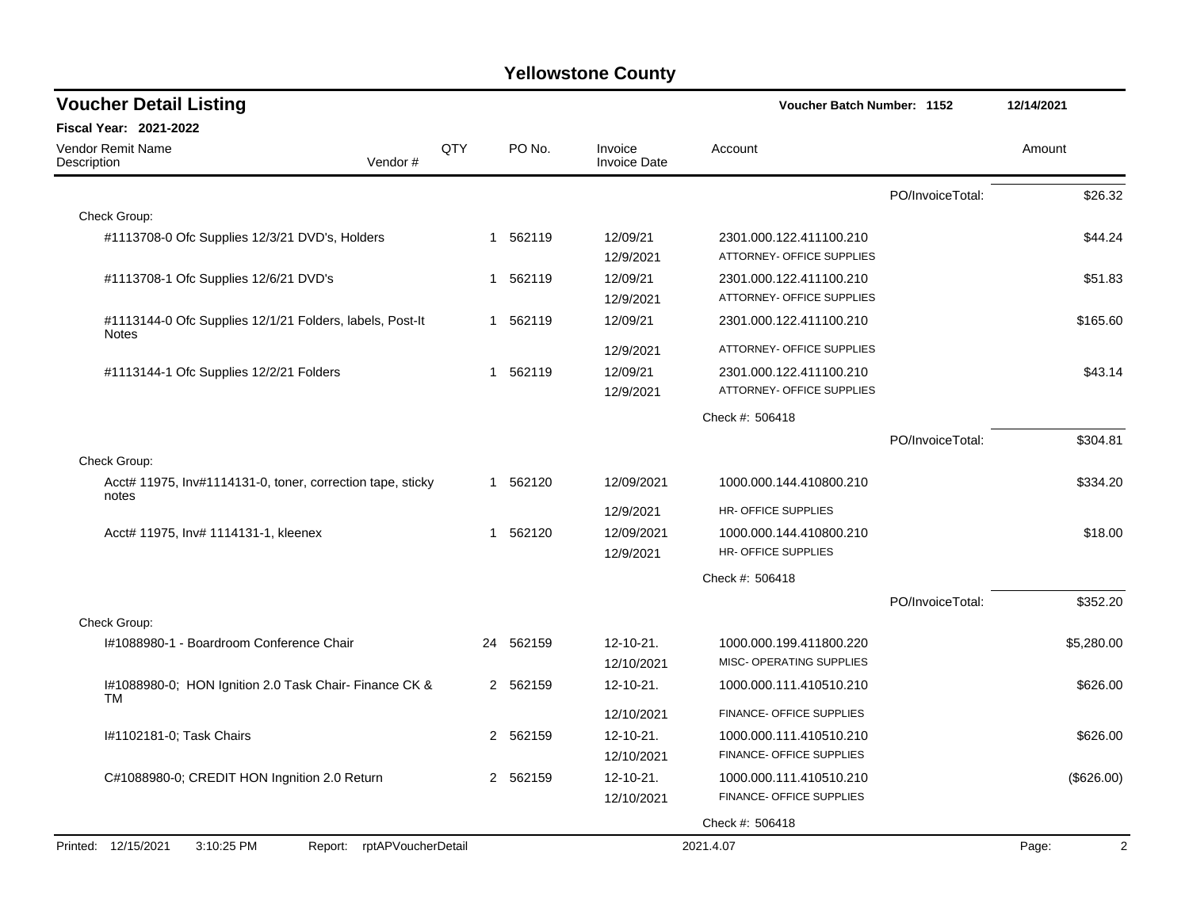# Yellowstone County

## Voucher Detail Listing

**Voucher Batch Number: 1152** | **12/14/2021**

**Fiscal Year: 2021-2022**

| Vendor Remit Name Description | Vendor # | QTY | PO No. | Invoice Invoice Date | Account | Amount |
|---|---|---|---|---|---|---|
| | | | | | PO/InvoiceTotal: | $26.32 |
| Check Group: | | | | | | |
| #1113708-0 Ofc Supplies 12/3/21 DVD's, Holders | | 1 | 562119 | 12/09/21 12/9/2021 | 2301.000.122.411100.210 ATTORNEY- OFFICE SUPPLIES | $44.24 |
| #1113708-1 Ofc Supplies 12/6/21 DVD's | | 1 | 562119 | 12/09/21 12/9/2021 | 2301.000.122.411100.210 ATTORNEY- OFFICE SUPPLIES | $51.83 |
| #1113144-0 Ofc Supplies 12/1/21 Folders, labels, Post-It Notes | | 1 | 562119 | 12/09/21 12/9/2021 | 2301.000.122.411100.210 ATTORNEY- OFFICE SUPPLIES | $165.60 |
| #1113144-1 Ofc Supplies 12/2/21 Folders | | 1 | 562119 | 12/09/21 12/9/2021 | 2301.000.122.411100.210 ATTORNEY- OFFICE SUPPLIES | $43.14 |
| | | | | | Check #: 506418 | |
| | | | | | PO/InvoiceTotal: | $304.81 |
| Check Group: | | | | | | |
| Acct# 11975, Inv#1114131-0, toner, correction tape, sticky notes | | 1 | 562120 | 12/09/2021 12/9/2021 | 1000.000.144.410800.210 HR- OFFICE SUPPLIES | $334.20 |
| Acct# 11975, Inv# 1114131-1, kleenex | | 1 | 562120 | 12/09/2021 12/9/2021 | 1000.000.144.410800.210 HR- OFFICE SUPPLIES | $18.00 |
| | | | | | Check #: 506418 | |
| | | | | | PO/InvoiceTotal: | $352.20 |
| Check Group: | | | | | | |
| I#1088980-1 - Boardroom Conference Chair | | 24 | 562159 | 12-10-21. 12/10/2021 | 1000.000.199.411800.220 MISC- OPERATING SUPPLIES | $5,280.00 |
| I#1088980-0; HON Ignition 2.0 Task Chair- Finance CK & TM | | 2 | 562159 | 12-10-21. 12/10/2021 | 1000.000.111.410510.210 FINANCE- OFFICE SUPPLIES | $626.00 |
| I#1102181-0; Task Chairs | | 2 | 562159 | 12-10-21. 12/10/2021 | 1000.000.111.410510.210 FINANCE- OFFICE SUPPLIES | $626.00 |
| C#1088980-0; CREDIT HON Ingnition 2.0 Return | | 2 | 562159 | 12-10-21. 12/10/2021 | 1000.000.111.410510.210 FINANCE- OFFICE SUPPLIES | ($626.00) |
| | | | | | Check #: 506418 | |

Printed: 12/15/2021 3:10:25 PM Report: rptAPVoucherDetail 2021.4.07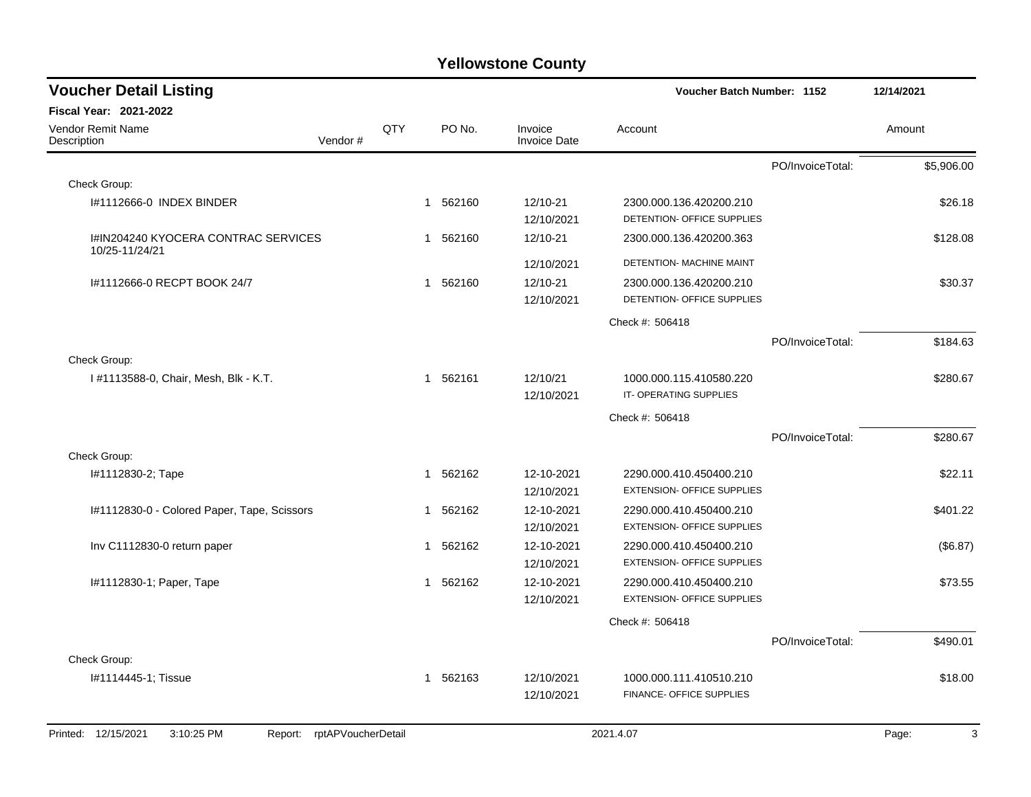# Yellowstone County

## Voucher Detail Listing

**Voucher Batch Number: 1152** 12/14/2021

**Fiscal Year: 2021-2022**

| Vendor Remit Name / Description | Vendor # | QTY | PO No. | Invoice / Invoice Date | Account | Amount |
|---|---|---|---|---|---|---|
| | | | | | PO/InvoiceTotal: | $5,906.00 |
| Check Group: | | | | | | |
| I#1112666-0 INDEX BINDER | | 1 | 562160 | 12/10-21 / 12/10/2021 | 2300.000.136.420200.210 DETENTION- OFFICE SUPPLIES | $26.18 |
| I#IN204240 KYOCERA CONTRAC SERVICES 10/25-11/24/21 | | 1 | 562160 | 12/10-21 / 12/10/2021 | 2300.000.136.420200.363 DETENTION- MACHINE MAINT | $128.08 |
| I#1112666-0 RECPT BOOK 24/7 | | 1 | 562160 | 12/10-21 / 12/10/2021 | 2300.000.136.420200.210 DETENTION- OFFICE SUPPLIES | $30.37 |
| | | | | | Check #: 506418 | |
| | | | | | PO/InvoiceTotal: | $184.63 |
| Check Group: | | | | | | |
| I #1113588-0, Chair, Mesh, Blk - K.T. | | 1 | 562161 | 12/10/21 / 12/10/2021 | 1000.000.115.410580.220 IT- OPERATING SUPPLIES | $280.67 |
| | | | | | Check #: 506418 | |
| | | | | | PO/InvoiceTotal: | $280.67 |
| Check Group: | | | | | | |
| I#1112830-2; Tape | | 1 | 562162 | 12-10-2021 / 12/10/2021 | 2290.000.410.450400.210 EXTENSION- OFFICE SUPPLIES | $22.11 |
| I#1112830-0 - Colored Paper, Tape, Scissors | | 1 | 562162 | 12-10-2021 / 12/10/2021 | 2290.000.410.450400.210 EXTENSION- OFFICE SUPPLIES | $401.22 |
| Inv C1112830-0 return paper | | 1 | 562162 | 12-10-2021 / 12/10/2021 | 2290.000.410.450400.210 EXTENSION- OFFICE SUPPLIES | ($6.87) |
| I#1112830-1; Paper, Tape | | 1 | 562162 | 12-10-2021 / 12/10/2021 | 2290.000.410.450400.210 EXTENSION- OFFICE SUPPLIES | $73.55 |
| | | | | | Check #: 506418 | |
| | | | | | PO/InvoiceTotal: | $490.01 |
| Check Group: | | | | | | |
| I#1114445-1; Tissue | | 1 | 562163 | 12/10/2021 / 12/10/2021 | 1000.000.111.410510.210 FINANCE- OFFICE SUPPLIES | $18.00 |

Printed: 12/15/2021 3:10:25 PM Report: rptAPVoucherDetail 2021.4.07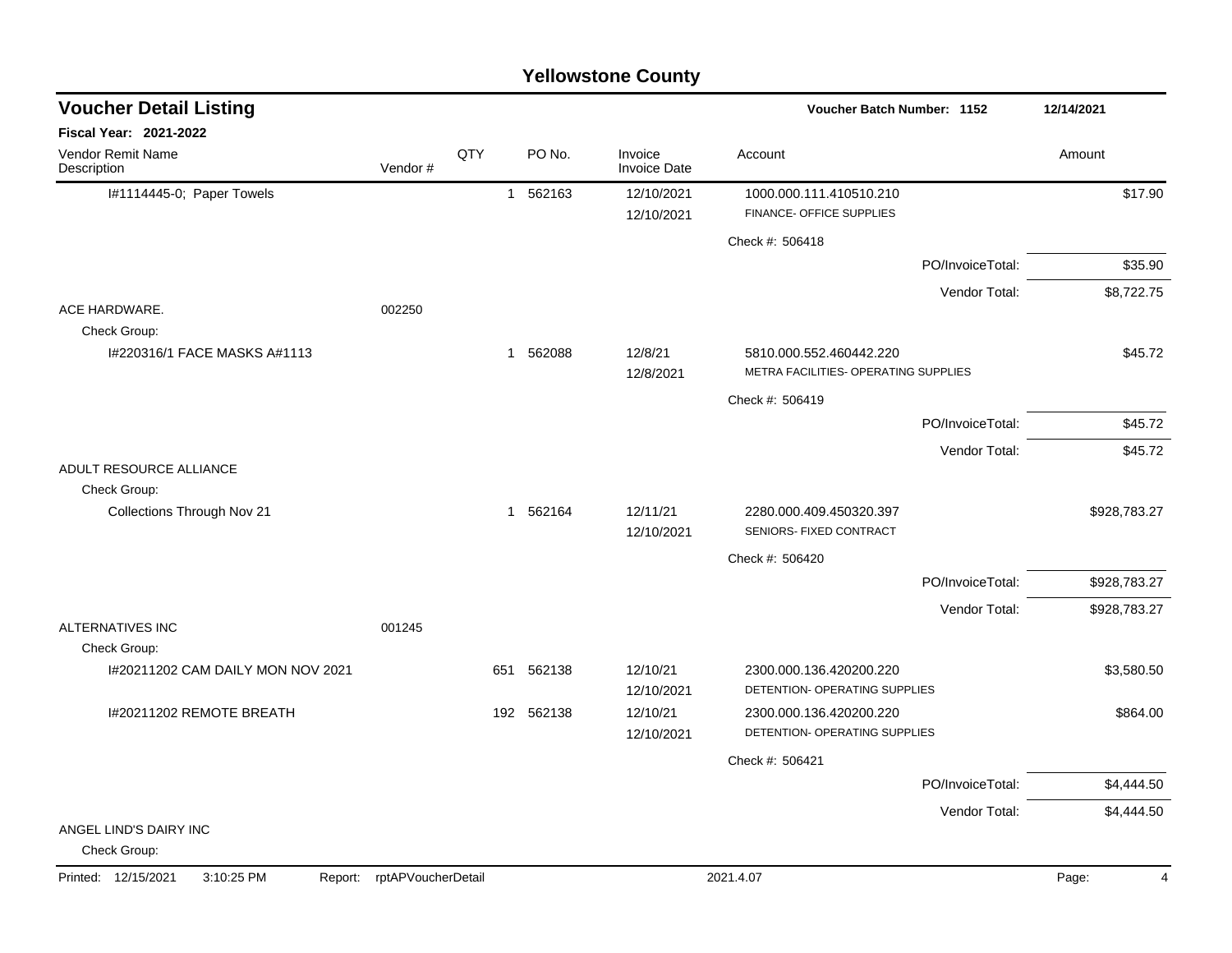# Yellowstone County

## Voucher Detail Listing

**Voucher Batch Number: 1152** — 12/14/2021

**Fiscal Year: 2021-2022**

| Vendor Remit Name / Description | Vendor # | QTY | PO No. | Invoice / Invoice Date | Account | Amount |
|---|---|---|---|---|---|---|
| I#1114445-0; Paper Towels | | 1 | 562163 | 12/10/2021 / 12/10/2021 | 1000.000.111.410510.210 FINANCE- OFFICE SUPPLIES | $17.90 |
| | | | | | Check #: 506418 | |
| | | | | | PO/InvoiceTotal: | $35.90 |
| | | | | | Vendor Total: | $8,722.75 |
| ACE HARDWARE. | 002250 | | | | | |
| Check Group: | | | | | | |
| I#220316/1 FACE MASKS A#1113 | | 1 | 562088 | 12/8/21 / 12/8/2021 | 5810.000.552.460442.220 METRA FACILITIES- OPERATING SUPPLIES | $45.72 |
| | | | | | Check #: 506419 | |
| | | | | | PO/InvoiceTotal: | $45.72 |
| | | | | | Vendor Total: | $45.72 |
| ADULT RESOURCE ALLIANCE | | | | | | |
| Check Group: | | | | | | |
| Collections Through Nov 21 | | 1 | 562164 | 12/11/21 / 12/10/2021 | 2280.000.409.450320.397 SENIORS- FIXED CONTRACT | $928,783.27 |
| | | | | | Check #: 506420 | |
| | | | | | PO/InvoiceTotal: | $928,783.27 |
| | | | | | Vendor Total: | $928,783.27 |
| ALTERNATIVES INC | 001245 | | | | | |
| Check Group: | | | | | | |
| I#20211202 CAM DAILY MON NOV 2021 | | 651 | 562138 | 12/10/21 / 12/10/2021 | 2300.000.136.420200.220 DETENTION- OPERATING SUPPLIES | $3,580.50 |
| I#20211202 REMOTE BREATH | | 192 | 562138 | 12/10/21 / 12/10/2021 | 2300.000.136.420200.220 DETENTION- OPERATING SUPPLIES | $864.00 |
| | | | | | Check #: 506421 | |
| | | | | | PO/InvoiceTotal: | $4,444.50 |
| | | | | | Vendor Total: | $4,444.50 |
| ANGEL LIND'S DAIRY INC | | | | | | |
| Check Group: | | | | | | |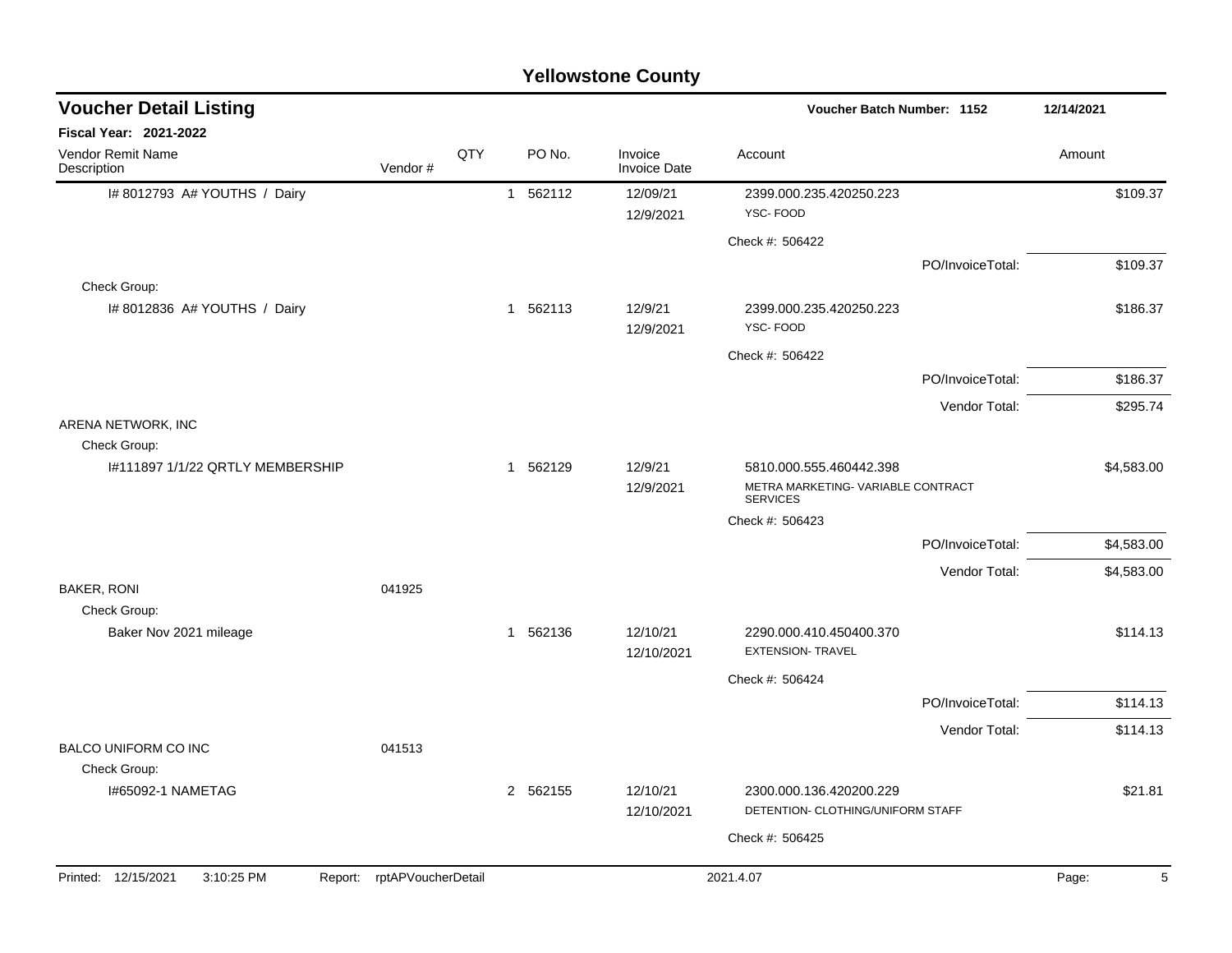## Yellowstone County

### Voucher Detail Listing

**Voucher Batch Number: 1152** 12/14/2021

**Fiscal Year: 2021-2022**

| Vendor Remit Name / Description | Vendor # | QTY | PO No. | Invoice / Invoice Date | Account | Amount |
|---|---|---|---|---|---|---|
| I# 8012793 A# YOUTHS / Dairy | | 1 | 562112 | 12/09/21<br>12/9/2021 | 2399.000.235.420250.223<br>YSC- FOOD | $109.37 |
| | | | | | Check #: 506422 | |
| | | | | | PO/InvoiceTotal: | $109.37 |
| Check Group: | | | | | | |
| I# 8012836 A# YOUTHS / Dairy | | 1 | 562113 | 12/9/21<br>12/9/2021 | 2399.000.235.420250.223<br>YSC- FOOD | $186.37 |
| | | | | | Check #: 506422 | |
| | | | | | PO/InvoiceTotal: | $186.37 |
| | | | | | Vendor Total: | $295.74 |
| ARENA NETWORK, INC | | | | | | |
| Check Group: | | | | | | |
| I#111897 1/1/22 QRTLY MEMBERSHIP | | 1 | 562129 | 12/9/21<br>12/9/2021 | 5810.000.555.460442.398<br>METRA MARKETING- VARIABLE CONTRACT SERVICES | $4,583.00 |
| | | | | | Check #: 506423 | |
| | | | | | PO/InvoiceTotal: | $4,583.00 |
| | | | | | Vendor Total: | $4,583.00 |
| BAKER, RONI | 041925 | | | | | |
| Check Group: | | | | | | |
| Baker Nov 2021 mileage | | 1 | 562136 | 12/10/21<br>12/10/2021 | 2290.000.410.450400.370<br>EXTENSION- TRAVEL | $114.13 |
| | | | | | Check #: 506424 | |
| | | | | | PO/InvoiceTotal: | $114.13 |
| | | | | | Vendor Total: | $114.13 |
| BALCO UNIFORM CO INC | 041513 | | | | | |
| Check Group: | | | | | | |
| I#65092-1 NAMETAG | | 2 | 562155 | 12/10/21<br>12/10/2021 | 2300.000.136.420200.229<br>DETENTION- CLOTHING/UNIFORM STAFF | $21.81 |
| | | | | | Check #: 506425 | |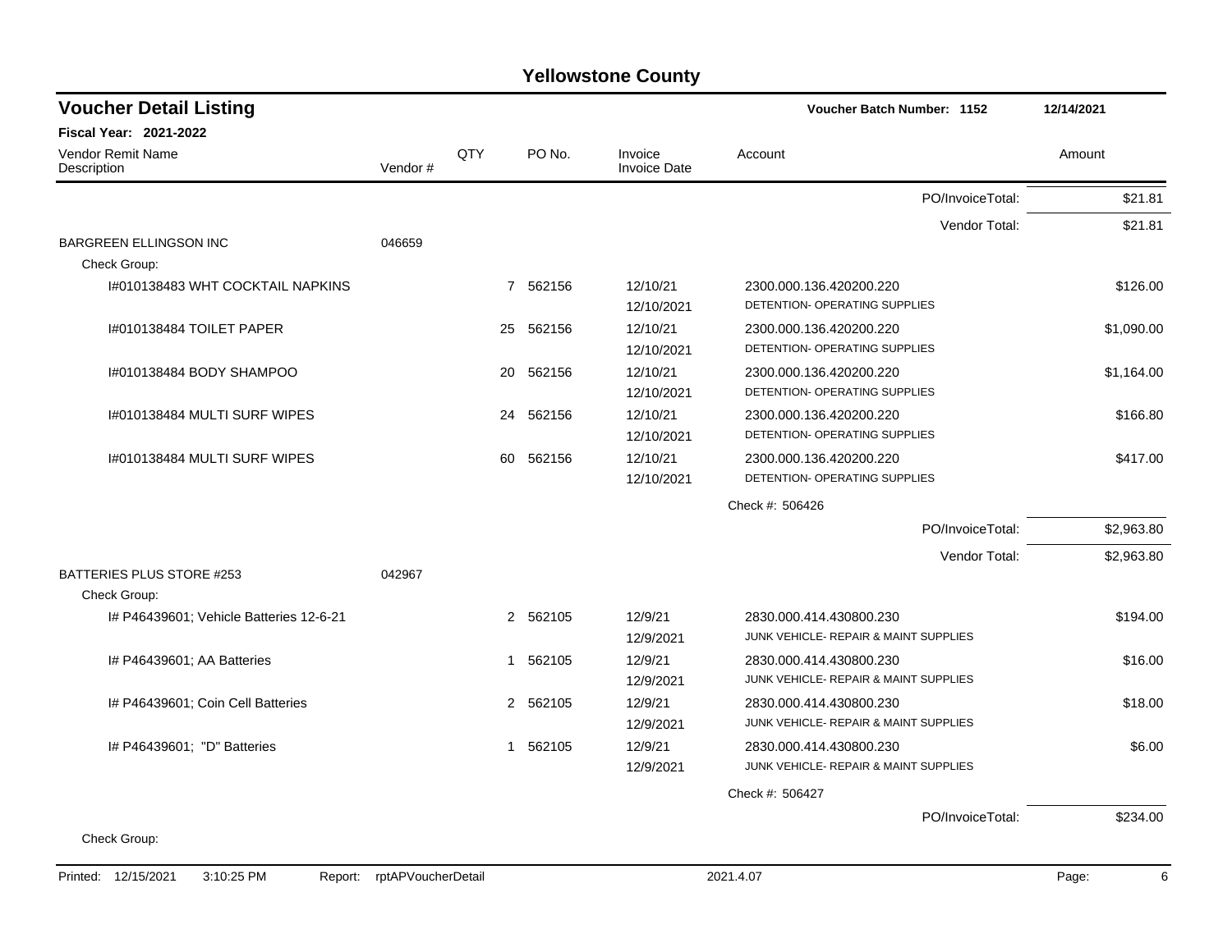# Yellowstone County

## Voucher Detail Listing

**Voucher Batch Number: 1152** 12/14/2021

**Fiscal Year: 2021-2022**

| Vendor Remit Name / Description | Vendor # | QTY | PO No. | Invoice / Invoice Date | Account | Amount |
|---|---|---|---|---|---|---|
| | | | | | PO/InvoiceTotal: | $21.81 |
| | | | | | Vendor Total: | $21.81 |
| BARGREEN ELLINGSON INC | 046659 | | | | | |
| Check Group: | | | | | | |
| I#010138483 WHT COCKTAIL NAPKINS | | 7 | 562156 | 12/10/21<br>12/10/2021 | 2300.000.136.420200.220<br>DETENTION- OPERATING SUPPLIES | $126.00 |
| I#010138484 TOILET PAPER | | 25 | 562156 | 12/10/21<br>12/10/2021 | 2300.000.136.420200.220<br>DETENTION- OPERATING SUPPLIES | $1,090.00 |
| I#010138484 BODY SHAMPOO | | 20 | 562156 | 12/10/21<br>12/10/2021 | 2300.000.136.420200.220<br>DETENTION- OPERATING SUPPLIES | $1,164.00 |
| I#010138484 MULTI SURF WIPES | | 24 | 562156 | 12/10/21<br>12/10/2021 | 2300.000.136.420200.220<br>DETENTION- OPERATING SUPPLIES | $166.80 |
| I#010138484 MULTI SURF WIPES | | 60 | 562156 | 12/10/21<br>12/10/2021 | 2300.000.136.420200.220<br>DETENTION- OPERATING SUPPLIES | $417.00 |
| | | | | | Check #: 506426 | |
| | | | | | PO/InvoiceTotal: | $2,963.80 |
| | | | | | Vendor Total: | $2,963.80 |
| BATTERIES PLUS STORE #253 | 042967 | | | | | |
| Check Group: | | | | | | |
| I# P46439601; Vehicle Batteries 12-6-21 | | 2 | 562105 | 12/9/21<br>12/9/2021 | 2830.000.414.430800.230<br>JUNK VEHICLE- REPAIR & MAINT SUPPLIES | $194.00 |
| I# P46439601; AA Batteries | | 1 | 562105 | 12/9/21<br>12/9/2021 | 2830.000.414.430800.230<br>JUNK VEHICLE- REPAIR & MAINT SUPPLIES | $16.00 |
| I# P46439601; Coin Cell Batteries | | 2 | 562105 | 12/9/21<br>12/9/2021 | 2830.000.414.430800.230<br>JUNK VEHICLE- REPAIR & MAINT SUPPLIES | $18.00 |
| I# P46439601; "D" Batteries | | 1 | 562105 | 12/9/21<br>12/9/2021 | 2830.000.414.430800.230<br>JUNK VEHICLE- REPAIR & MAINT SUPPLIES | $6.00 |
| | | | | | Check #: 506427 | |
| | | | | | PO/InvoiceTotal: | $234.00 |
| Check Group: | | | | | | |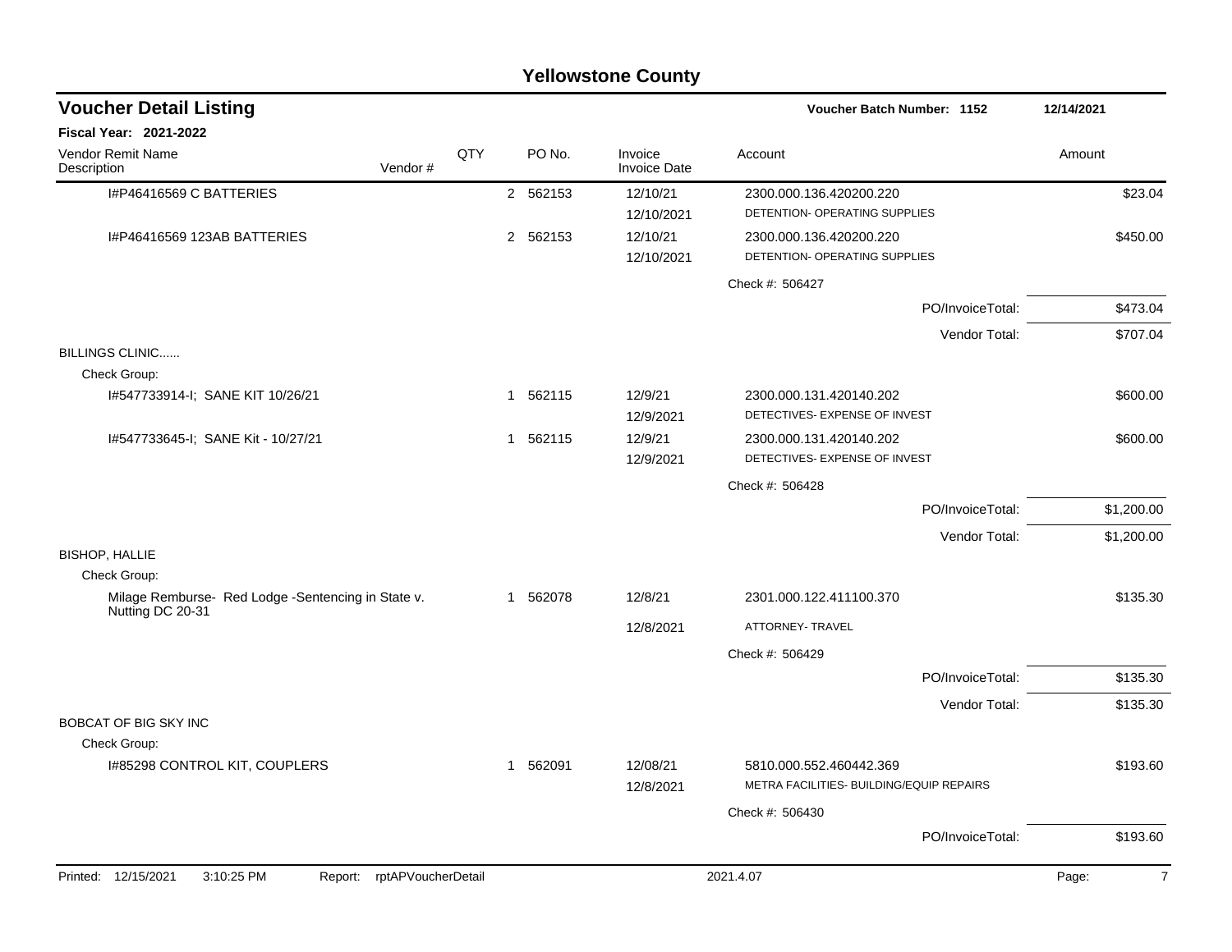# Yellowstone County

## Voucher Detail Listing

**Voucher Batch Number: 1152** 12/14/2021

**Fiscal Year: 2021-2022**

| Vendor Remit Name / Description | Vendor # | QTY | PO No. | Invoice / Invoice Date | Account | Amount |
|---|---|---|---|---|---|---|
| I#P46416569 C BATTERIES | | 2 | 562153 | 12/10/21 / 12/10/2021 | 2300.000.136.420200.220 DETENTION- OPERATING SUPPLIES | $23.04 |
| I#P46416569 123AB BATTERIES | | 2 | 562153 | 12/10/21 / 12/10/2021 | 2300.000.136.420200.220 DETENTION- OPERATING SUPPLIES | $450.00 |
| | | | | | Check #: 506427 | |
| | | | | | PO/InvoiceTotal: | $473.04 |
| | | | | | Vendor Total: | $707.04 |
| **BILLINGS CLINIC......** | | | | | | |
| Check Group: | | | | | | |
| I#547733914-I; SANE KIT 10/26/21 | | 1 | 562115 | 12/9/21 / 12/9/2021 | 2300.000.131.420140.202 DETECTIVES- EXPENSE OF INVEST | $600.00 |
| I#547733645-I; SANE Kit - 10/27/21 | | 1 | 562115 | 12/9/21 / 12/9/2021 | 2300.000.131.420140.202 DETECTIVES- EXPENSE OF INVEST | $600.00 |
| | | | | | Check #: 506428 | |
| | | | | | PO/InvoiceTotal: | $1,200.00 |
| | | | | | Vendor Total: | $1,200.00 |
| **BISHOP, HALLIE** | | | | | | |
| Check Group: | | | | | | |
| Milage Remburse- Red Lodge -Sentencing in State v. Nutting DC 20-31 | | 1 | 562078 | 12/8/21 / 12/8/2021 | 2301.000.122.411100.370 ATTORNEY- TRAVEL | $135.30 |
| | | | | | Check #: 506429 | |
| | | | | | PO/InvoiceTotal: | $135.30 |
| | | | | | Vendor Total: | $135.30 |
| **BOBCAT OF BIG SKY INC** | | | | | | |
| Check Group: | | | | | | |
| I#85298 CONTROL KIT, COUPLERS | | 1 | 562091 | 12/08/21 / 12/8/2021 | 5810.000.552.460442.369 METRA FACILITIES- BUILDING/EQUIP REPAIRS | $193.60 |
| | | | | | Check #: 506430 | |
| | | | | | PO/InvoiceTotal: | $193.60 |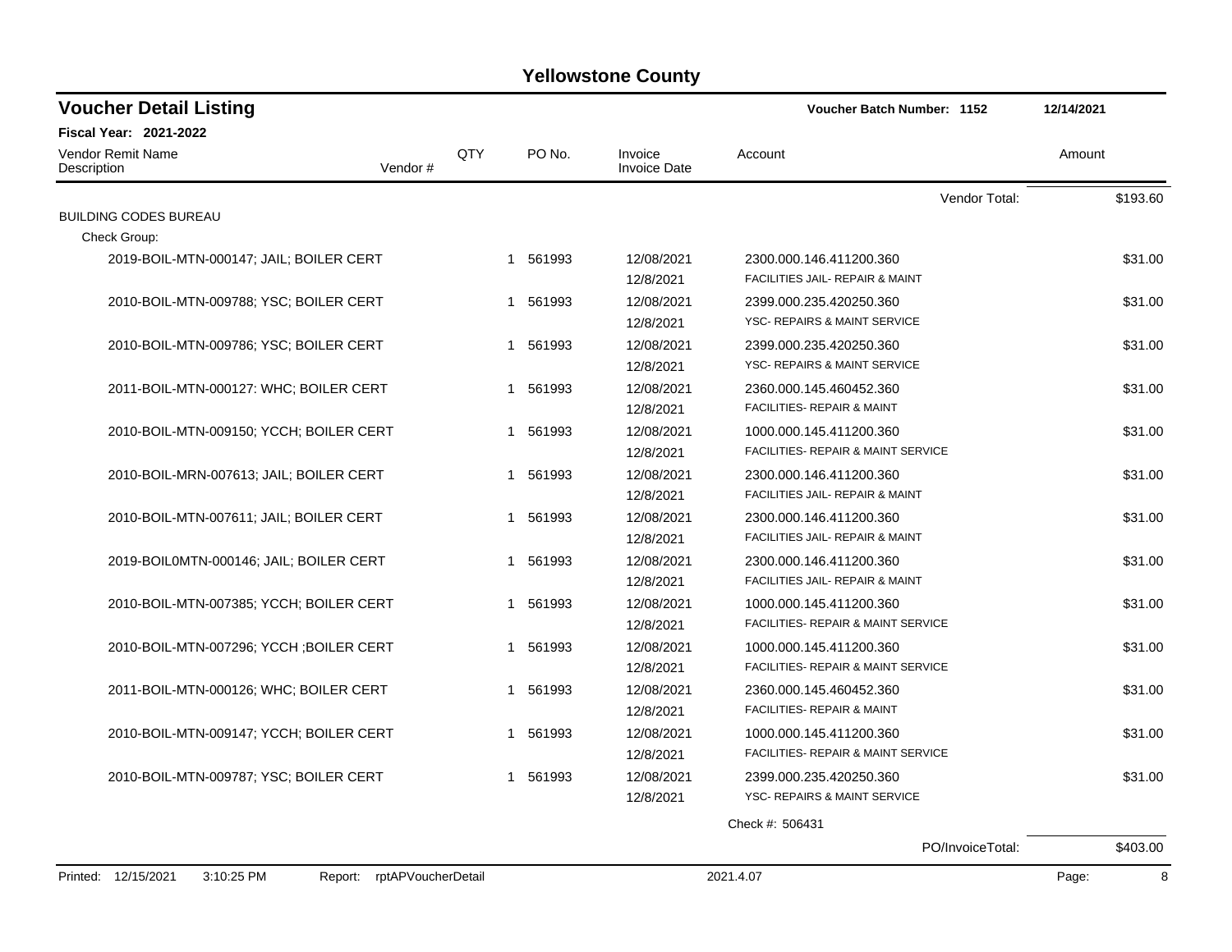# Yellowstone County

## Voucher Detail Listing

**Voucher Batch Number: 1152** — 12/14/2021

**Fiscal Year: 2021-2022**

| Vendor Remit Name / Description | Vendor # | QTY | PO No. | Invoice / Invoice Date | Account | Amount |
|---|---|---|---|---|---|---|
| | | | | | Vendor Total: | $193.60 |
| BUILDING CODES BUREAU | | | | | | |
| Check Group: | | | | | | |
| 2019-BOIL-MTN-000147; JAIL; BOILER CERT | | 1 | 561993 | 12/08/2021 12/8/2021 | 2300.000.146.411200.360 FACILITIES JAIL- REPAIR & MAINT | $31.00 |
| 2010-BOIL-MTN-009788; YSC; BOILER CERT | | 1 | 561993 | 12/08/2021 12/8/2021 | 2399.000.235.420250.360 YSC- REPAIRS & MAINT SERVICE | $31.00 |
| 2010-BOIL-MTN-009786; YSC; BOILER CERT | | 1 | 561993 | 12/08/2021 12/8/2021 | 2399.000.235.420250.360 YSC- REPAIRS & MAINT SERVICE | $31.00 |
| 2011-BOIL-MTN-000127: WHC; BOILER CERT | | 1 | 561993 | 12/08/2021 12/8/2021 | 2360.000.145.460452.360 FACILITIES- REPAIR & MAINT | $31.00 |
| 2010-BOIL-MTN-009150; YCCH; BOILER CERT | | 1 | 561993 | 12/08/2021 12/8/2021 | 1000.000.145.411200.360 FACILITIES- REPAIR & MAINT SERVICE | $31.00 |
| 2010-BOIL-MRN-007613; JAIL; BOILER CERT | | 1 | 561993 | 12/08/2021 12/8/2021 | 2300.000.146.411200.360 FACILITIES JAIL- REPAIR & MAINT | $31.00 |
| 2010-BOIL-MTN-007611; JAIL; BOILER CERT | | 1 | 561993 | 12/08/2021 12/8/2021 | 2300.000.146.411200.360 FACILITIES JAIL- REPAIR & MAINT | $31.00 |
| 2019-BOIL0MTN-000146; JAIL; BOILER CERT | | 1 | 561993 | 12/08/2021 12/8/2021 | 2300.000.146.411200.360 FACILITIES JAIL- REPAIR & MAINT | $31.00 |
| 2010-BOIL-MTN-007385; YCCH; BOILER CERT | | 1 | 561993 | 12/08/2021 12/8/2021 | 1000.000.145.411200.360 FACILITIES- REPAIR & MAINT SERVICE | $31.00 |
| 2010-BOIL-MTN-007296; YCCH ;BOILER CERT | | 1 | 561993 | 12/08/2021 12/8/2021 | 1000.000.145.411200.360 FACILITIES- REPAIR & MAINT SERVICE | $31.00 |
| 2011-BOIL-MTN-000126; WHC; BOILER CERT | | 1 | 561993 | 12/08/2021 12/8/2021 | 2360.000.145.460452.360 FACILITIES- REPAIR & MAINT | $31.00 |
| 2010-BOIL-MTN-009147; YCCH; BOILER CERT | | 1 | 561993 | 12/08/2021 12/8/2021 | 1000.000.145.411200.360 FACILITIES- REPAIR & MAINT SERVICE | $31.00 |
| 2010-BOIL-MTN-009787; YSC; BOILER CERT | | 1 | 561993 | 12/08/2021 12/8/2021 | 2399.000.235.420250.360 YSC- REPAIRS & MAINT SERVICE | $31.00 |
| | | | | | Check #: 506431 | |
| | | | | | PO/InvoiceTotal: | $403.00 |

Printed: 12/15/2021 3:10:25 PM Report: rptAPVoucherDetail 2021.4.07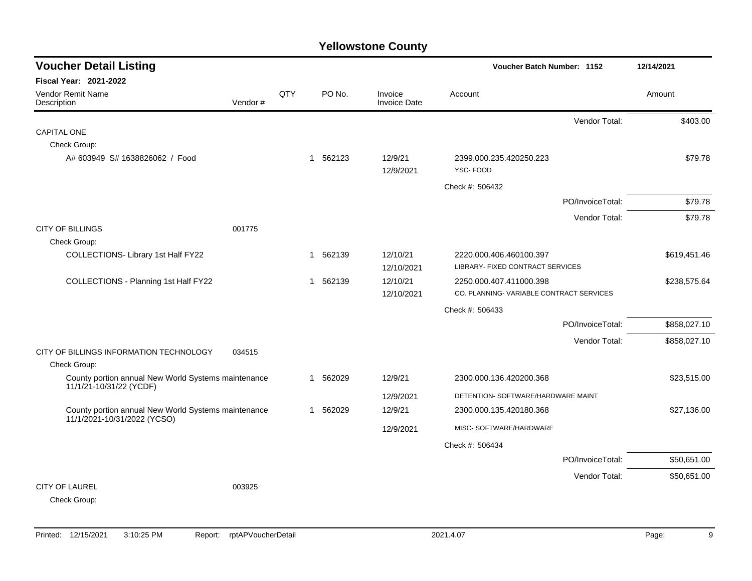# Yellowstone County

## Voucher Detail Listing

**Voucher Batch Number: 1152** — 12/14/2021

**Fiscal Year: 2021-2022**

| Vendor Remit Name / Description | Vendor # | QTY | PO No. | Invoice / Invoice Date | Account | Amount |
|---|---|---|---|---|---|---|
| | | | | | Vendor Total: | $403.00 |
| CAPITAL ONE | | | | | | |
| Check Group: | | | | | | |
| A# 603949 S# 1638826062 / Food | | 1 | 562123 | 12/9/21<br>12/9/2021 | 2399.000.235.420250.223<br>YSC- FOOD | $79.78 |
| | | | | | Check #: 506432 | |
| | | | | | PO/InvoiceTotal: | $79.78 |
| | | | | | Vendor Total: | $79.78 |
| CITY OF BILLINGS | 001775 | | | | | |
| Check Group: | | | | | | |
| COLLECTIONS- Library 1st Half FY22 | | 1 | 562139 | 12/10/21<br>12/10/2021 | 2220.000.406.460100.397<br>LIBRARY- FIXED CONTRACT SERVICES | $619,451.46 |
| COLLECTIONS - Planning 1st Half FY22 | | 1 | 562139 | 12/10/21<br>12/10/2021 | 2250.000.407.411000.398<br>CO. PLANNING- VARIABLE CONTRACT SERVICES | $238,575.64 |
| | | | | | Check #: 506433 | |
| | | | | | PO/InvoiceTotal: | $858,027.10 |
| | | | | | Vendor Total: | $858,027.10 |
| CITY OF BILLINGS INFORMATION TECHNOLOGY | 034515 | | | | | |
| Check Group: | | | | | | |
| County portion annual New World Systems maintenance 11/1/21-10/31/22 (YCDF) | | 1 | 562029 | 12/9/21<br>12/9/2021 | 2300.000.136.420200.368<br>DETENTION- SOFTWARE/HARDWARE MAINT | $23,515.00 |
| County portion annual New World Systems maintenance 11/1/2021-10/31/2022 (YCSO) | | 1 | 562029 | 12/9/21<br>12/9/2021 | 2300.000.135.420180.368<br>MISC- SOFTWARE/HARDWARE | $27,136.00 |
| | | | | | Check #: 506434 | |
| | | | | | PO/InvoiceTotal: | $50,651.00 |
| | | | | | Vendor Total: | $50,651.00 |
| CITY OF LAUREL | 003925 | | | | | |
| Check Group: | | | | | | |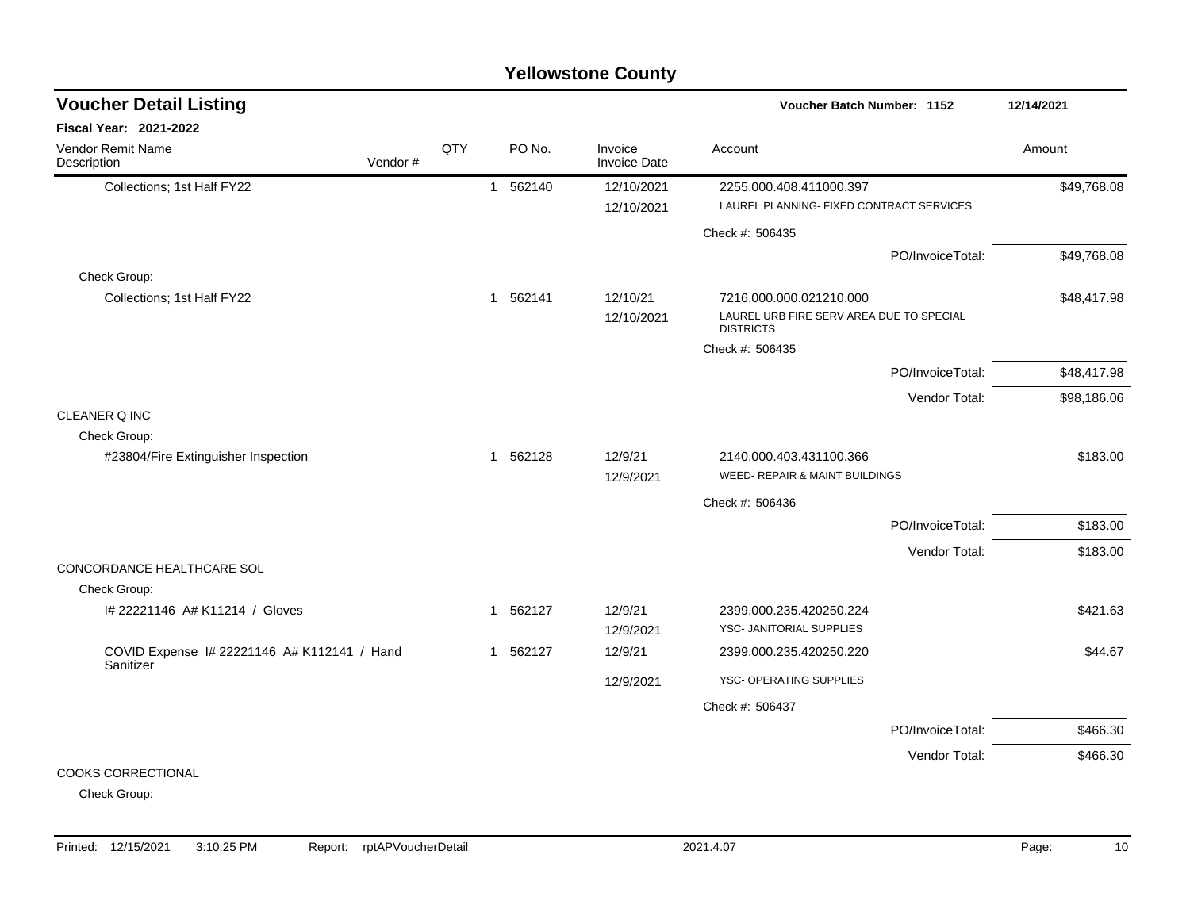# Yellowstone County

## Voucher Detail Listing

Voucher Batch Number: 1152 — 12/14/2021

**Fiscal Year: 2021-2022**

| Vendor Remit Name / Description | Vendor # | QTY | PO No. | Invoice / Invoice Date | Account | Amount |
|---|---|---|---|---|---|---|
| Collections; 1st Half FY22 | | 1 | 562140 | 12/10/2021 | 2255.000.408.411000.397 | $49,768.08 |
| | | | | 12/10/2021 | LAUREL PLANNING- FIXED CONTRACT SERVICES | |
| | | | | | Check #: 506435 | |
| | | | | | PO/InvoiceTotal: | $49,768.08 |
| Check Group: | | | | | | |
| Collections; 1st Half FY22 | | 1 | 562141 | 12/10/21 | 7216.000.000.021210.000 | $48,417.98 |
| | | | | 12/10/2021 | LAUREL URB FIRE SERV AREA DUE TO SPECIAL DISTRICTS | |
| | | | | | Check #: 506435 | |
| | | | | | PO/InvoiceTotal: | $48,417.98 |
| | | | | | Vendor Total: | $98,186.06 |
| CLEANER Q INC | | | | | | |
| Check Group: | | | | | | |
| #23804/Fire Extinguisher Inspection | | 1 | 562128 | 12/9/21 | 2140.000.403.431100.366 | $183.00 |
| | | | | 12/9/2021 | WEED- REPAIR & MAINT BUILDINGS | |
| | | | | | Check #: 506436 | |
| | | | | | PO/InvoiceTotal: | $183.00 |
| | | | | | Vendor Total: | $183.00 |
| CONCORDANCE HEALTHCARE SOL | | | | | | |
| Check Group: | | | | | | |
| I# 22221146 A# K11214 / Gloves | | 1 | 562127 | 12/9/21 | 2399.000.235.420250.224 | $421.63 |
| | | | | 12/9/2021 | YSC- JANITORIAL SUPPLIES | |
| COVID Expense I# 22221146 A# K112141 / Hand Sanitizer | | 1 | 562127 | 12/9/21 | 2399.000.235.420250.220 | $44.67 |
| | | | | 12/9/2021 | YSC- OPERATING SUPPLIES | |
| | | | | | Check #: 506437 | |
| | | | | | PO/InvoiceTotal: | $466.30 |
| | | | | | Vendor Total: | $466.30 |
| COOKS CORRECTIONAL | | | | | | |
| Check Group: | | | | | | |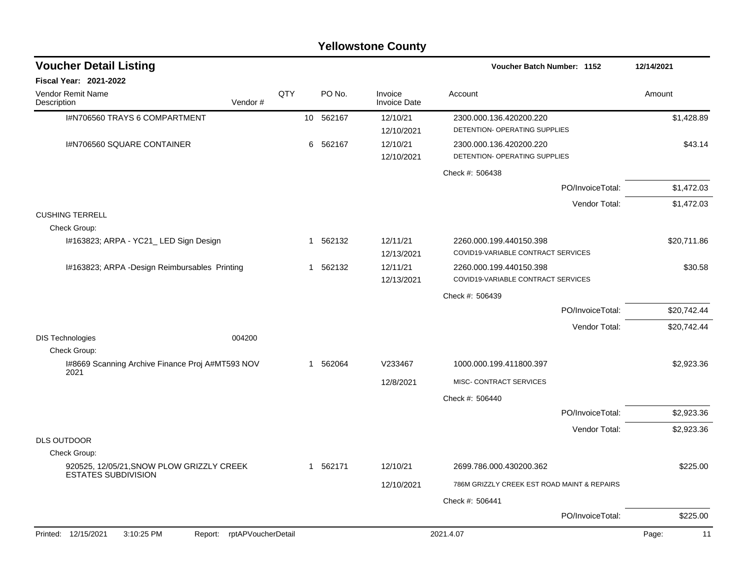# Yellowstone County

## Voucher Detail Listing

**Voucher Batch Number: 1152** 12/14/2021

**Fiscal Year: 2021-2022**

| Vendor Remit Name / Description | Vendor # | QTY | PO No. | Invoice / Invoice Date | Account | Amount |
|---|---|---|---|---|---|---|
| I#N706560 TRAYS 6 COMPARTMENT | | 10 | 562167 | 12/10/21<br>12/10/2021 | 2300.000.136.420200.220<br>DETENTION- OPERATING SUPPLIES | $1,428.89 |
| I#N706560 SQUARE CONTAINER | | 6 | 562167 | 12/10/21<br>12/10/2021 | 2300.000.136.420200.220<br>DETENTION- OPERATING SUPPLIES | $43.14 |
| | | | | | Check #: 506438 | |
| | | | | | PO/InvoiceTotal: | $1,472.03 |
| | | | | | Vendor Total: | $1,472.03 |
| CUSHING TERRELL | | | | | | |
| Check Group: | | | | | | |
| I#163823; ARPA - YC21_ LED Sign Design | | 1 | 562132 | 12/11/21<br>12/13/2021 | 2260.000.199.440150.398<br>COVID19-VARIABLE CONTRACT SERVICES | $20,711.86 |
| I#163823; ARPA -Design Reimbursables Printing | | 1 | 562132 | 12/11/21<br>12/13/2021 | 2260.000.199.440150.398<br>COVID19-VARIABLE CONTRACT SERVICES | $30.58 |
| | | | | | Check #: 506439 | |
| | | | | | PO/InvoiceTotal: | $20,742.44 |
| | | | | | Vendor Total: | $20,742.44 |
| DIS Technologies | 004200 | | | | | |
| Check Group: | | | | | | |
| I#8669 Scanning Archive Finance Proj A#MT593 NOV 2021 | | 1 | 562064 | V233467<br>12/8/2021 | 1000.000.199.411800.397<br>MISC- CONTRACT SERVICES | $2,923.36 |
| | | | | | Check #: 506440 | |
| | | | | | PO/InvoiceTotal: | $2,923.36 |
| | | | | | Vendor Total: | $2,923.36 |
| DLS OUTDOOR | | | | | | |
| Check Group: | | | | | | |
| 920525, 12/05/21,SNOW PLOW GRIZZLY CREEK ESTATES SUBDIVISION | | 1 | 562171 | 12/10/21<br>12/10/2021 | 2699.786.000.430200.362<br>786M GRIZZLY CREEK EST ROAD MAINT & REPAIRS | $225.00 |
| | | | | | Check #: 506441 | |
| | | | | | PO/InvoiceTotal: | $225.00 |

Printed: 12/15/2021 3:10:25 PM Report: rptAPVoucherDetail 2021.4.07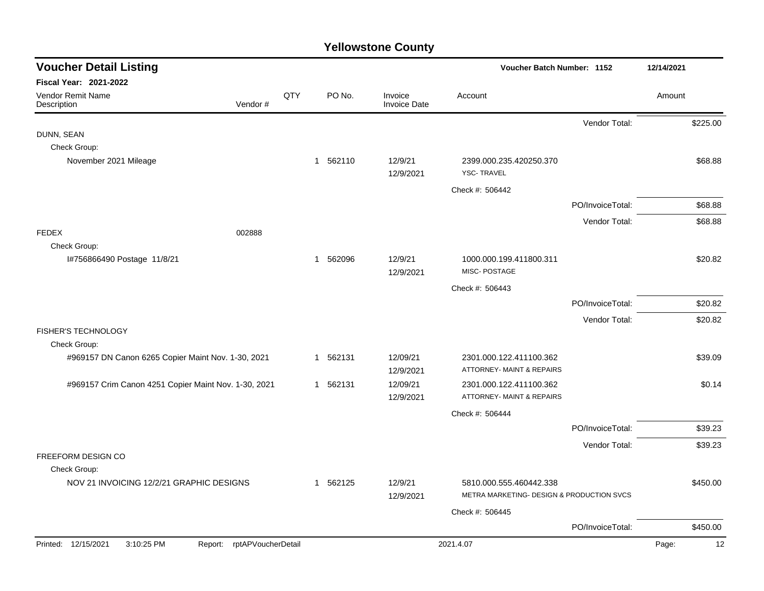# Yellowstone County

## Voucher Detail Listing

**Voucher Batch Number: 1152** — 12/14/2021

**Fiscal Year: 2021-2022**

| Vendor Remit Name / Description | Vendor # | QTY | PO No. | Invoice / Invoice Date | Account | Amount |
|---|---|---|---|---|---|---|
| | | | | | Vendor Total: | $225.00 |
| DUNN, SEAN | | | | | | |
| Check Group: | | | | | | |
| November 2021 Mileage | | 1 | 562110 | 12/9/21<br>12/9/2021 | 2399.000.235.420250.370<br>YSC- TRAVEL | $68.88 |
| | | | | | Check #: 506442 | |
| | | | | | PO/InvoiceTotal: | $68.88 |
| | | | | | Vendor Total: | $68.88 |
| FEDEX | 002888 | | | | | |
| Check Group: | | | | | | |
| I#756866490 Postage 11/8/21 | | 1 | 562096 | 12/9/21<br>12/9/2021 | 1000.000.199.411800.311<br>MISC- POSTAGE | $20.82 |
| | | | | | Check #: 506443 | |
| | | | | | PO/InvoiceTotal: | $20.82 |
| | | | | | Vendor Total: | $20.82 |
| FISHER'S TECHNOLOGY | | | | | | |
| Check Group: | | | | | | |
| #969157 DN Canon 6265 Copier Maint Nov. 1-30, 2021 | | 1 | 562131 | 12/09/21<br>12/9/2021 | 2301.000.122.411100.362<br>ATTORNEY- MAINT & REPAIRS | $39.09 |
| #969157 Crim Canon 4251 Copier Maint Nov. 1-30, 2021 | | 1 | 562131 | 12/09/21<br>12/9/2021 | 2301.000.122.411100.362<br>ATTORNEY- MAINT & REPAIRS | $0.14 |
| | | | | | Check #: 506444 | |
| | | | | | PO/InvoiceTotal: | $39.23 |
| | | | | | Vendor Total: | $39.23 |
| FREEFORM DESIGN CO | | | | | | |
| Check Group: | | | | | | |
| NOV 21 INVOICING 12/2/21 GRAPHIC DESIGNS | | 1 | 562125 | 12/9/21<br>12/9/2021 | 5810.000.555.460442.338<br>METRA MARKETING- DESIGN & PRODUCTION SVCS | $450.00 |
| | | | | | Check #: 506445 | |
| | | | | | PO/InvoiceTotal: | $450.00 |

Printed: 12/15/2021 3:10:25 PM Report: rptAPVoucherDetail 2021.4.07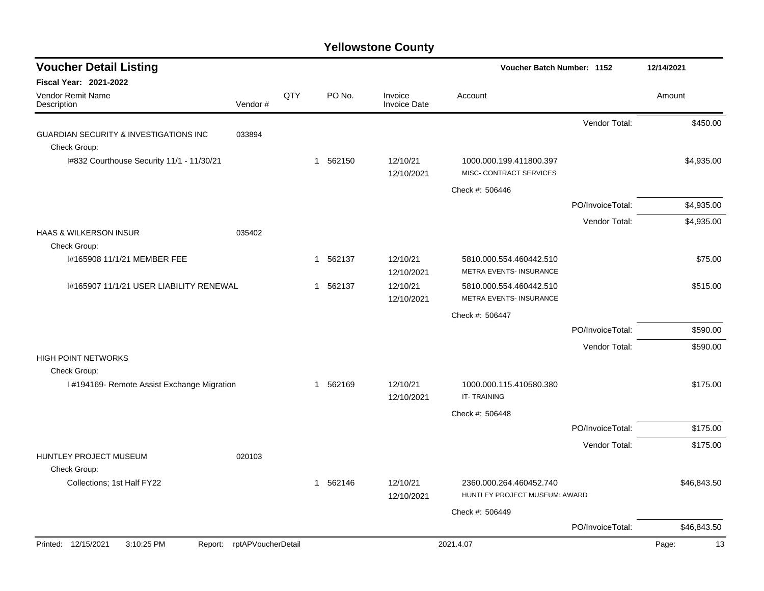# Yellowstone County

## Voucher Detail Listing

**Voucher Batch Number: 1152** — 12/14/2021

**Fiscal Year: 2021-2022**

| Vendor Remit Name / Description | Vendor # | QTY | PO No. | Invoice / Invoice Date | Account | | Amount |
|---|---|---|---|---|---|---|---|
| | | | | | | Vendor Total: | $450.00 |
| GUARDIAN SECURITY & INVESTIGATIONS INC | 033894 | | | | | | |
| Check Group: | | | | | | | |
| I#832 Courthouse Security 11/1 - 11/30/21 | | 1 | 562150 | 12/10/21 12/10/2021 | 1000.000.199.411800.397 MISC- CONTRACT SERVICES | | $4,935.00 |
| | | | | | Check #: 506446 | | |
| | | | | | | PO/InvoiceTotal: | $4,935.00 |
| | | | | | | Vendor Total: | $4,935.00 |
| HAAS & WILKERSON INSUR | 035402 | | | | | | |
| Check Group: | | | | | | | |
| I#165908 11/1/21 MEMBER FEE | | 1 | 562137 | 12/10/21 12/10/2021 | 5810.000.554.460442.510 METRA EVENTS- INSURANCE | | $75.00 |
| I#165907 11/1/21 USER LIABILITY RENEWAL | | 1 | 562137 | 12/10/21 12/10/2021 | 5810.000.554.460442.510 METRA EVENTS- INSURANCE | | $515.00 |
| | | | | | Check #: 506447 | | |
| | | | | | | PO/InvoiceTotal: | $590.00 |
| | | | | | | Vendor Total: | $590.00 |
| HIGH POINT NETWORKS | | | | | | | |
| Check Group: | | | | | | | |
| I #194169- Remote Assist Exchange Migration | | 1 | 562169 | 12/10/21 12/10/2021 | 1000.000.115.410580.380 IT- TRAINING | | $175.00 |
| | | | | | Check #: 506448 | | |
| | | | | | | PO/InvoiceTotal: | $175.00 |
| | | | | | | Vendor Total: | $175.00 |
| HUNTLEY PROJECT MUSEUM | 020103 | | | | | | |
| Check Group: | | | | | | | |
| Collections; 1st Half FY22 | | 1 | 562146 | 12/10/21 12/10/2021 | 2360.000.264.460452.740 HUNTLEY PROJECT MUSEUM: AWARD | | $46,843.50 |
| | | | | | Check #: 506449 | | |
| | | | | | | PO/InvoiceTotal: | $46,843.50 |

Printed: 12/15/2021 3:10:25 PM Report: rptAPVoucherDetail 2021.4.07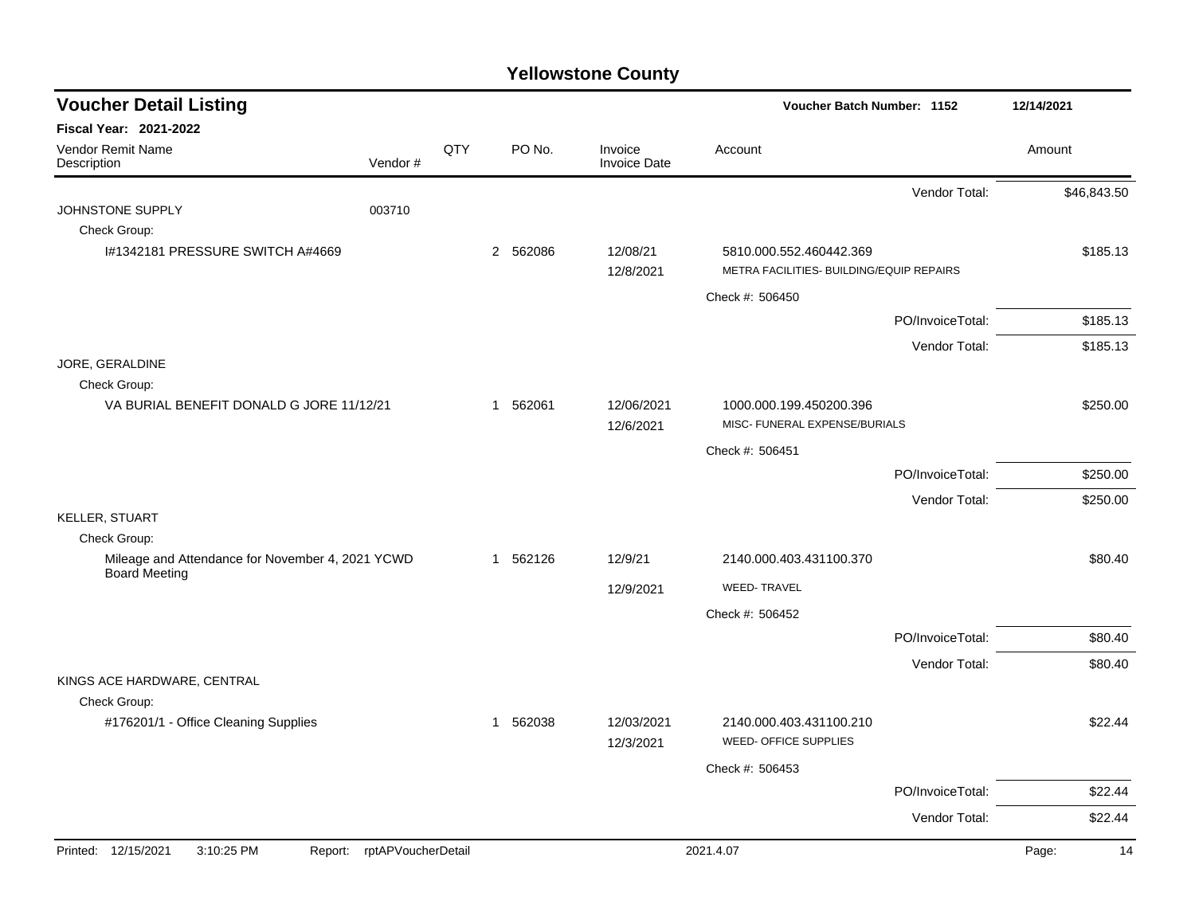# Yellowstone County

## Voucher Detail Listing

**Voucher Batch Number: 1152** — 12/14/2021

**Fiscal Year: 2021-2022**

| Vendor Remit Name / Description | Vendor # | QTY | PO No. | Invoice / Invoice Date | Account | Amount |
|---|---|---|---|---|---|---|
| | | | | | Vendor Total: | $46,843.50 |
| JOHNSTONE SUPPLY | 003710 | | | | | |
| Check Group: | | | | | | |
| I#1342181 PRESSURE SWITCH A#4669 | | 2 | 562086 | 12/08/21<br>12/8/2021 | 5810.000.552.460442.369<br>METRA FACILITIES- BUILDING/EQUIP REPAIRS | $185.13 |
| | | | | | Check #: 506450 | |
| | | | | | PO/InvoiceTotal: | $185.13 |
| | | | | | Vendor Total: | $185.13 |
| JORE, GERALDINE | | | | | | |
| Check Group: | | | | | | |
| VA BURIAL BENEFIT DONALD G JORE 11/12/21 | | 1 | 562061 | 12/06/2021<br>12/6/2021 | 1000.000.199.450200.396<br>MISC- FUNERAL EXPENSE/BURIALS | $250.00 |
| | | | | | Check #: 506451 | |
| | | | | | PO/InvoiceTotal: | $250.00 |
| | | | | | Vendor Total: | $250.00 |
| KELLER, STUART | | | | | | |
| Check Group: | | | | | | |
| Mileage and Attendance for November 4, 2021 YCWD Board Meeting | | 1 | 562126 | 12/9/21<br>12/9/2021 | 2140.000.403.431100.370<br>WEED- TRAVEL | $80.40 |
| | | | | | Check #: 506452 | |
| | | | | | PO/InvoiceTotal: | $80.40 |
| | | | | | Vendor Total: | $80.40 |
| KINGS ACE HARDWARE, CENTRAL | | | | | | |
| Check Group: | | | | | | |
| #176201/1 - Office Cleaning Supplies | | 1 | 562038 | 12/03/2021<br>12/3/2021 | 2140.000.403.431100.210<br>WEED- OFFICE SUPPLIES | $22.44 |
| | | | | | Check #: 506453 | |
| | | | | | PO/InvoiceTotal: | $22.44 |
| | | | | | Vendor Total: | $22.44 |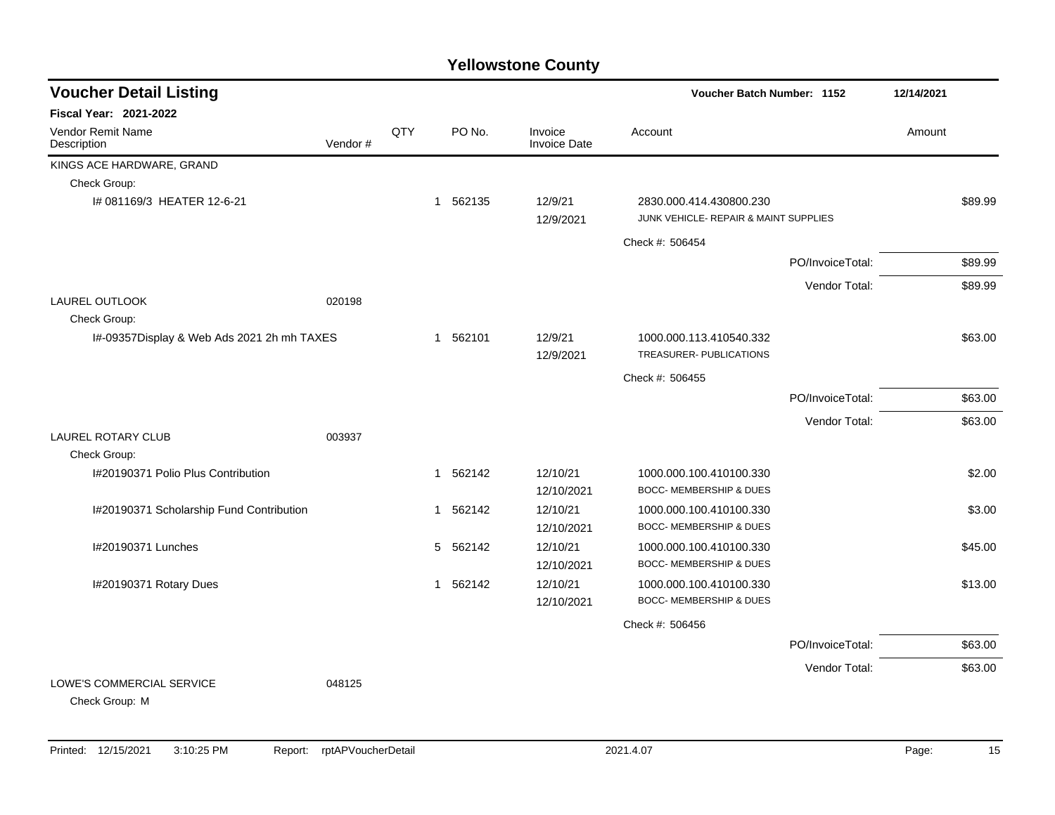# Yellowstone County

## Voucher Detail Listing

**Voucher Batch Number: 1152** 12/14/2021

**Fiscal Year: 2021-2022**

| Vendor Remit Name / Description | Vendor # | QTY | PO No. | Invoice / Invoice Date | Account | Amount |
|---|---|---|---|---|---|---|
| KINGS ACE HARDWARE, GRAND | | | | | | |
| Check Group: | | | | | | |
| I# 081169/3 HEATER 12-6-21 | | 1 | 562135 | 12/9/21 12/9/2021 | 2830.000.414.430800.230 JUNK VEHICLE- REPAIR & MAINT SUPPLIES | $89.99 |
| | | | | | Check #: 506454 | |
| | | | | | PO/InvoiceTotal: | $89.99 |
| | | | | | Vendor Total: | $89.99 |
| LAUREL OUTLOOK | 020198 | | | | | |
| Check Group: | | | | | | |
| I#-09357Display & Web Ads 2021 2h mh TAXES | | 1 | 562101 | 12/9/21 12/9/2021 | 1000.000.113.410540.332 TREASURER- PUBLICATIONS | $63.00 |
| | | | | | Check #: 506455 | |
| | | | | | PO/InvoiceTotal: | $63.00 |
| | | | | | Vendor Total: | $63.00 |
| LAUREL ROTARY CLUB | 003937 | | | | | |
| Check Group: | | | | | | |
| I#20190371 Polio Plus Contribution | | 1 | 562142 | 12/10/21 12/10/2021 | 1000.000.100.410100.330 BOCC- MEMBERSHIP & DUES | $2.00 |
| I#20190371 Scholarship Fund Contribution | | 1 | 562142 | 12/10/21 12/10/2021 | 1000.000.100.410100.330 BOCC- MEMBERSHIP & DUES | $3.00 |
| I#20190371 Lunches | | 5 | 562142 | 12/10/21 12/10/2021 | 1000.000.100.410100.330 BOCC- MEMBERSHIP & DUES | $45.00 |
| I#20190371 Rotary Dues | | 1 | 562142 | 12/10/21 12/10/2021 | 1000.000.100.410100.330 BOCC- MEMBERSHIP & DUES | $13.00 |
| | | | | | Check #: 506456 | |
| | | | | | PO/InvoiceTotal: | $63.00 |
| | | | | | Vendor Total: | $63.00 |
| LOWE'S COMMERCIAL SERVICE | 048125 | | | | | |
| Check Group: M | | | | | | |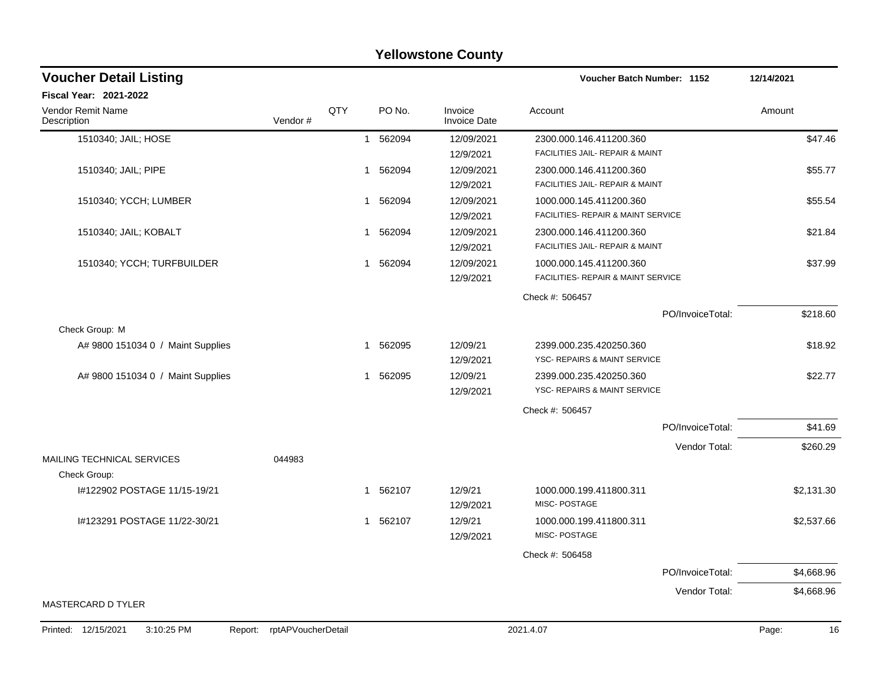# Yellowstone County

## Voucher Detail Listing

**Voucher Batch Number: 1152** 12/14/2021

**Fiscal Year: 2021-2022**

| Vendor Remit Name / Description | Vendor # | QTY | PO No. | Invoice / Invoice Date | Account | Amount |
|---|---|---|---|---|---|---|
| 1510340; JAIL; HOSE | | 1 | 562094 | 12/09/2021 / 12/9/2021 | 2300.000.146.411200.360 / FACILITIES JAIL- REPAIR & MAINT | $47.46 |
| 1510340; JAIL; PIPE | | 1 | 562094 | 12/09/2021 / 12/9/2021 | 2300.000.146.411200.360 / FACILITIES JAIL- REPAIR & MAINT | $55.77 |
| 1510340; YCCH; LUMBER | | 1 | 562094 | 12/09/2021 / 12/9/2021 | 1000.000.145.411200.360 / FACILITIES- REPAIR & MAINT SERVICE | $55.54 |
| 1510340; JAIL; KOBALT | | 1 | 562094 | 12/09/2021 / 12/9/2021 | 2300.000.146.411200.360 / FACILITIES JAIL- REPAIR & MAINT | $21.84 |
| 1510340; YCCH; TURFBUILDER | | 1 | 562094 | 12/09/2021 / 12/9/2021 | 1000.000.145.411200.360 / FACILITIES- REPAIR & MAINT SERVICE | $37.99 |
| | | | | | Check #: 506457 | |
| | | | | | PO/InvoiceTotal: | $218.60 |
| Check Group: M | | | | | | |
| A# 9800 151034 0 / Maint Supplies | | 1 | 562095 | 12/09/21 / 12/9/2021 | 2399.000.235.420250.360 / YSC- REPAIRS & MAINT SERVICE | $18.92 |
| A# 9800 151034 0 / Maint Supplies | | 1 | 562095 | 12/09/21 / 12/9/2021 | 2399.000.235.420250.360 / YSC- REPAIRS & MAINT SERVICE | $22.77 |
| | | | | | Check #: 506457 | |
| | | | | | PO/InvoiceTotal: | $41.69 |
| | | | | | Vendor Total: | $260.29 |
| MAILING TECHNICAL SERVICES | 044983 | | | | | |
| Check Group: | | | | | | |
| I#122902 POSTAGE 11/15-19/21 | | 1 | 562107 | 12/9/21 / 12/9/2021 | 1000.000.199.411800.311 / MISC- POSTAGE | $2,131.30 |
| I#123291 POSTAGE 11/22-30/21 | | 1 | 562107 | 12/9/21 / 12/9/2021 | 1000.000.199.411800.311 / MISC- POSTAGE | $2,537.66 |
| | | | | | Check #: 506458 | |
| | | | | | PO/InvoiceTotal: | $4,668.96 |
| | | | | | Vendor Total: | $4,668.96 |
| MASTERCARD D TYLER | | | | | | |

Printed: 12/15/2021 3:10:25 PM Report: rptAPVoucherDetail 2021.4.07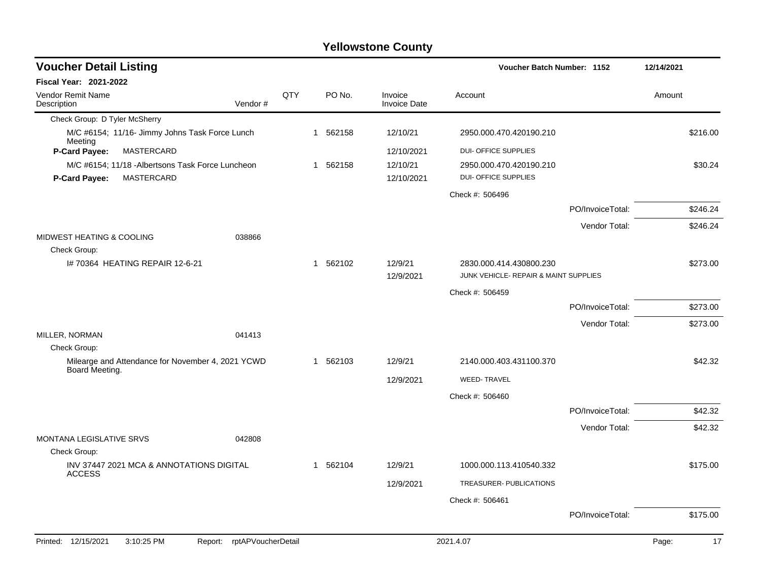# Yellowstone County

## Voucher Detail Listing

**Voucher Batch Number: 1152** 12/14/2021

**Fiscal Year: 2021-2022**

| Vendor Remit Name / Description | Vendor # | QTY | PO No. | Invoice / Invoice Date | Account | Amount |
|---|---|---|---|---|---|---|
| Check Group: D Tyler McSherry | | | | | | |
| M/C #6154; 11/16- Jimmy Johns Task Force Lunch Meeting | | 1 | 562158 | 12/10/21 | 2950.000.470.420190.210 | $216.00 |
| **P-Card Payee:** MASTERCARD | | | | 12/10/2021 | DUI- OFFICE SUPPLIES | |
| M/C #6154; 11/18 -Albertsons Task Force Luncheon | | 1 | 562158 | 12/10/21 | 2950.000.470.420190.210 | $30.24 |
| **P-Card Payee:** MASTERCARD | | | | 12/10/2021 | DUI- OFFICE SUPPLIES | |
| | | | | | Check #: 506496 | |
| | | | | | PO/InvoiceTotal: | $246.24 |
| | | | | | Vendor Total: | $246.24 |
| MIDWEST HEATING & COOLING | 038866 | | | | | |
| Check Group: | | | | | | |
| I# 70364 HEATING REPAIR 12-6-21 | | 1 | 562102 | 12/9/21 | 2830.000.414.430800.230 | $273.00 |
| | | | | 12/9/2021 | JUNK VEHICLE- REPAIR & MAINT SUPPLIES | |
| | | | | | Check #: 506459 | |
| | | | | | PO/InvoiceTotal: | $273.00 |
| | | | | | Vendor Total: | $273.00 |
| MILLER, NORMAN | 041413 | | | | | |
| Check Group: | | | | | | |
| Milearge and Attendance for November 4, 2021 YCWD Board Meeting. | | 1 | 562103 | 12/9/21 | 2140.000.403.431100.370 | $42.32 |
| | | | | 12/9/2021 | WEED- TRAVEL | |
| | | | | | Check #: 506460 | |
| | | | | | PO/InvoiceTotal: | $42.32 |
| | | | | | Vendor Total: | $42.32 |
| MONTANA LEGISLATIVE SRVS | 042808 | | | | | |
| Check Group: | | | | | | |
| INV 37447 2021 MCA & ANNOTATIONS DIGITAL ACCESS | | 1 | 562104 | 12/9/21 | 1000.000.113.410540.332 | $175.00 |
| | | | | 12/9/2021 | TREASURER- PUBLICATIONS | |
| | | | | | Check #: 506461 | |
| | | | | | PO/InvoiceTotal: | $175.00 |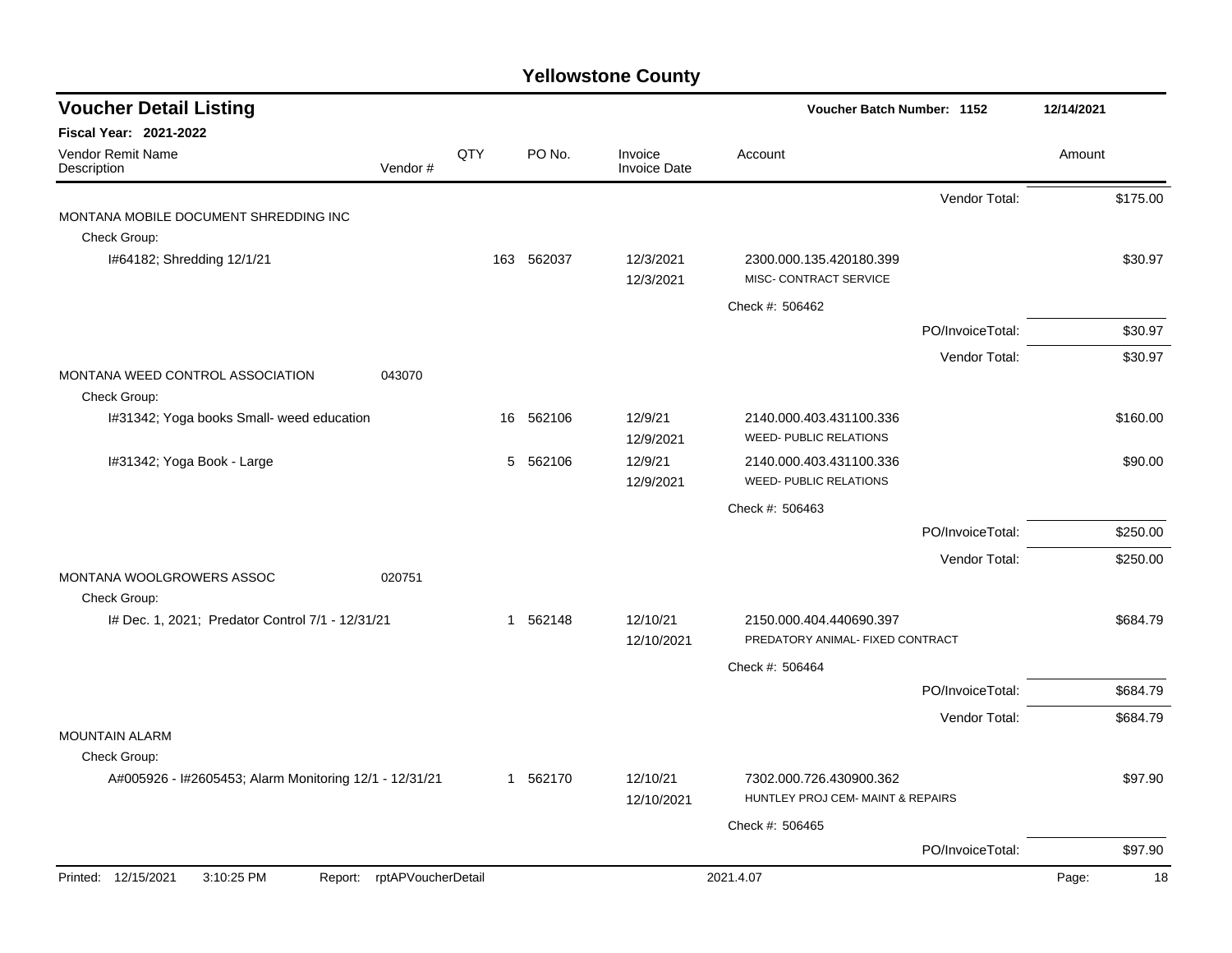# Yellowstone County

## Voucher Detail Listing

**Voucher Batch Number: 1152** — 12/14/2021

**Fiscal Year: 2021-2022**

| Vendor Remit Name / Description | Vendor # | QTY | PO No. | Invoice / Invoice Date | Account | Amount |
|---|---|---|---|---|---|---|
| | | | | | Vendor Total: | $175.00 |
| MONTANA MOBILE DOCUMENT SHREDDING INC | | | | | | |
| Check Group: | | | | | | |
| I#64182; Shredding 12/1/21 | | 163 | 562037 | 12/3/2021 12/3/2021 | 2300.000.135.420180.399 MISC- CONTRACT SERVICE | $30.97 |
| | | | | | Check #: 506462 | |
| | | | | | PO/InvoiceTotal: | $30.97 |
| | | | | | Vendor Total: | $30.97 |
| MONTANA WEED CONTROL ASSOCIATION | 043070 | | | | | |
| Check Group: | | | | | | |
| I#31342; Yoga books Small- weed education | | 16 | 562106 | 12/9/21 12/9/2021 | 2140.000.403.431100.336 WEED- PUBLIC RELATIONS | $160.00 |
| I#31342; Yoga Book - Large | | 5 | 562106 | 12/9/21 12/9/2021 | 2140.000.403.431100.336 WEED- PUBLIC RELATIONS | $90.00 |
| | | | | | Check #: 506463 | |
| | | | | | PO/InvoiceTotal: | $250.00 |
| | | | | | Vendor Total: | $250.00 |
| MONTANA WOOLGROWERS ASSOC | 020751 | | | | | |
| Check Group: | | | | | | |
| I# Dec. 1, 2021; Predator Control 7/1 - 12/31/21 | | 1 | 562148 | 12/10/21 12/10/2021 | 2150.000.404.440690.397 PREDATORY ANIMAL- FIXED CONTRACT | $684.79 |
| | | | | | Check #: 506464 | |
| | | | | | PO/InvoiceTotal: | $684.79 |
| | | | | | Vendor Total: | $684.79 |
| MOUNTAIN ALARM | | | | | | |
| Check Group: | | | | | | |
| A#005926 - I#2605453; Alarm Monitoring 12/1 - 12/31/21 | | 1 | 562170 | 12/10/21 12/10/2021 | 7302.000.726.430900.362 HUNTLEY PROJ CEM- MAINT & REPAIRS | $97.90 |
| | | | | | Check #: 506465 | |
| | | | | | PO/InvoiceTotal: | $97.90 |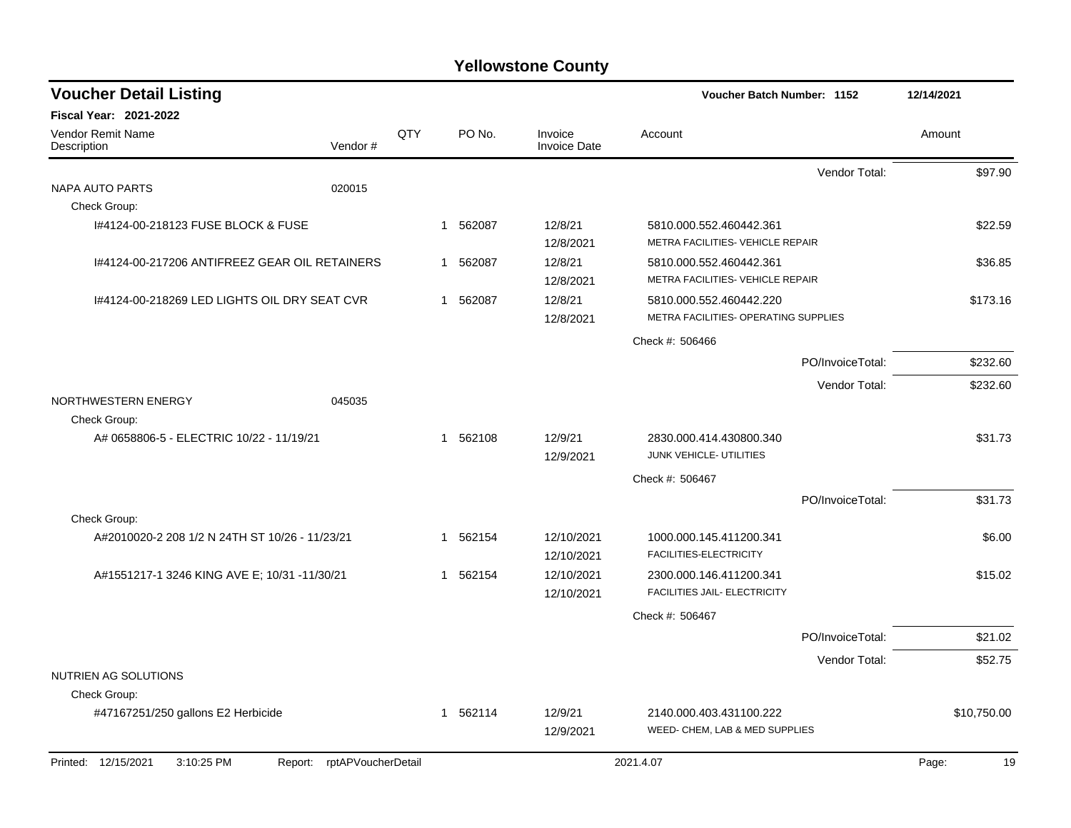# Yellowstone County

## Voucher Detail Listing

**Voucher Batch Number: 1152** | 12/14/2021

**Fiscal Year: 2021-2022**

| Vendor Remit Name / Description | Vendor # | QTY | PO No. | Invoice / Invoice Date | Account | Amount |
|---|---|---|---|---|---|---|
| | | | | | Vendor Total: | $97.90 |
| NAPA AUTO PARTS | 020015 | | | | | |
| Check Group: | | | | | | |
| I#4124-00-218123 FUSE BLOCK & FUSE | | 1 | 562087 | 12/8/21 / 12/8/2021 | 5810.000.552.460442.361 METRA FACILITIES- VEHICLE REPAIR | $22.59 |
| I#4124-00-217206 ANTIFREEZ GEAR OIL RETAINERS | | 1 | 562087 | 12/8/21 / 12/8/2021 | 5810.000.552.460442.361 METRA FACILITIES- VEHICLE REPAIR | $36.85 |
| I#4124-00-218269 LED LIGHTS OIL DRY SEAT CVR | | 1 | 562087 | 12/8/21 / 12/8/2021 | 5810.000.552.460442.220 METRA FACILITIES- OPERATING SUPPLIES | $173.16 |
| | | | | | Check #: 506466 | |
| | | | | | PO/InvoiceTotal: | $232.60 |
| | | | | | Vendor Total: | $232.60 |
| NORTHWESTERN ENERGY | 045035 | | | | | |
| Check Group: | | | | | | |
| A# 0658806-5 - ELECTRIC 10/22 - 11/19/21 | | 1 | 562108 | 12/9/21 / 12/9/2021 | 2830.000.414.430800.340 JUNK VEHICLE- UTILITIES | $31.73 |
| | | | | | Check #: 506467 | |
| | | | | | PO/InvoiceTotal: | $31.73 |
| Check Group: | | | | | | |
| A#2010020-2 208 1/2 N 24TH ST 10/26 - 11/23/21 | | 1 | 562154 | 12/10/2021 / 12/10/2021 | 1000.000.145.411200.341 FACILITIES-ELECTRICITY | $6.00 |
| A#1551217-1 3246 KING AVE E; 10/31 -11/30/21 | | 1 | 562154 | 12/10/2021 / 12/10/2021 | 2300.000.146.411200.341 FACILITIES JAIL- ELECTRICITY | $15.02 |
| | | | | | Check #: 506467 | |
| | | | | | PO/InvoiceTotal: | $21.02 |
| | | | | | Vendor Total: | $52.75 |
| NUTRIEN AG SOLUTIONS | | | | | | |
| Check Group: | | | | | | |
| #47167251/250 gallons E2 Herbicide | | 1 | 562114 | 12/9/21 / 12/9/2021 | 2140.000.403.431100.222 WEED- CHEM, LAB & MED SUPPLIES | $10,750.00 |

Printed: 12/15/2021 3:10:25 PM Report: rptAPVoucherDetail 2021.4.07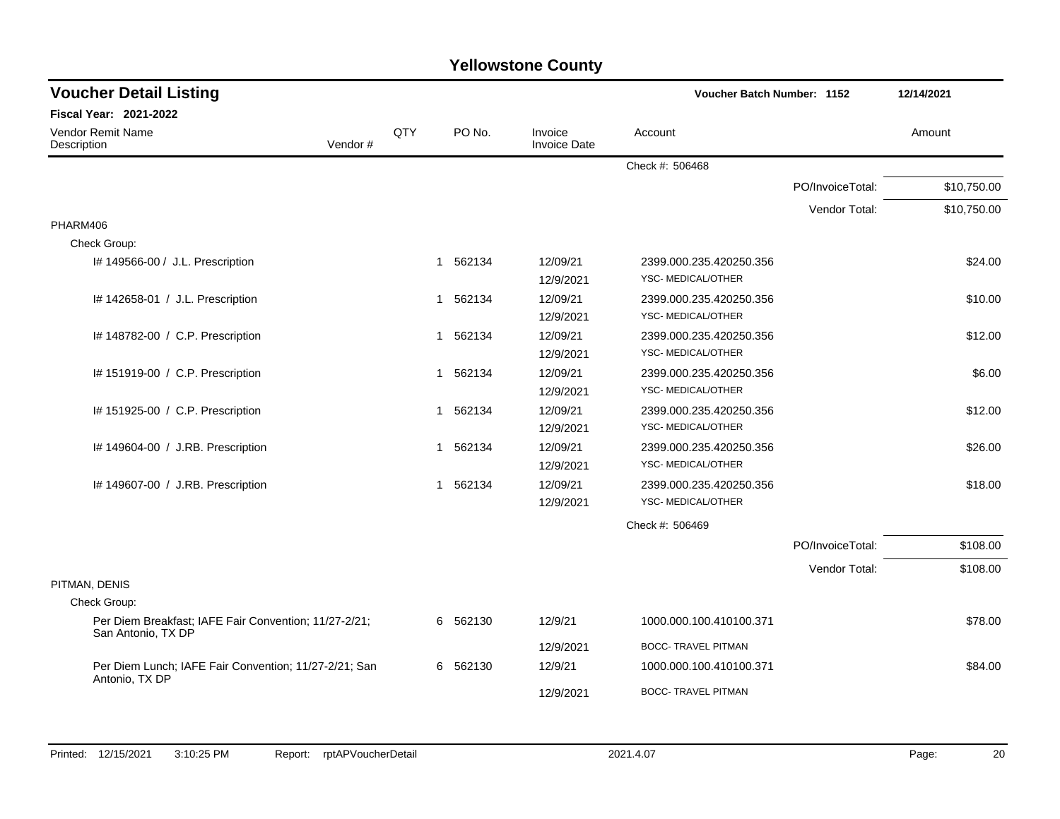# Yellowstone County

## Voucher Detail Listing

**Voucher Batch Number: 1152** | **12/14/2021**

**Fiscal Year: 2021-2022**

| Vendor Remit Name / Description | Vendor # | QTY | PO No. | Invoice / Invoice Date | Account | Amount |
|---|---|---|---|---|---|---|
| | | | | | Check #: 506468 | |
| | | | | | PO/InvoiceTotal: | $10,750.00 |
| | | | | | Vendor Total: | $10,750.00 |
| PHARM406 | | | | | | |
| Check Group: | | | | | | |
| I# 149566-00 / J.L. Prescription | | 1 | 562134 | 12/09/21<br>12/9/2021 | 2399.000.235.420250.356<br>YSC- MEDICAL/OTHER | $24.00 |
| I# 142658-01 / J.L. Prescription | | 1 | 562134 | 12/09/21<br>12/9/2021 | 2399.000.235.420250.356<br>YSC- MEDICAL/OTHER | $10.00 |
| I# 148782-00 / C.P. Prescription | | 1 | 562134 | 12/09/21<br>12/9/2021 | 2399.000.235.420250.356<br>YSC- MEDICAL/OTHER | $12.00 |
| I# 151919-00 / C.P. Prescription | | 1 | 562134 | 12/09/21<br>12/9/2021 | 2399.000.235.420250.356<br>YSC- MEDICAL/OTHER | $6.00 |
| I# 151925-00 / C.P. Prescription | | 1 | 562134 | 12/09/21<br>12/9/2021 | 2399.000.235.420250.356<br>YSC- MEDICAL/OTHER | $12.00 |
| I# 149604-00 / J.RB. Prescription | | 1 | 562134 | 12/09/21<br>12/9/2021 | 2399.000.235.420250.356<br>YSC- MEDICAL/OTHER | $26.00 |
| I# 149607-00 / J.RB. Prescription | | 1 | 562134 | 12/09/21<br>12/9/2021 | 2399.000.235.420250.356<br>YSC- MEDICAL/OTHER | $18.00 |
| | | | | | Check #: 506469 | |
| | | | | | PO/InvoiceTotal: | $108.00 |
| | | | | | Vendor Total: | $108.00 |
| PITMAN, DENIS | | | | | | |
| Check Group: | | | | | | |
| Per Diem Breakfast; IAFE Fair Convention; 11/27-2/21; San Antonio, TX DP | | 6 | 562130 | 12/9/21<br>12/9/2021 | 1000.000.100.410100.371<br>BOCC- TRAVEL PITMAN | $78.00 |
| Per Diem Lunch; IAFE Fair Convention; 11/27-2/21; San Antonio, TX DP | | 6 | 562130 | 12/9/21<br>12/9/2021 | 1000.000.100.410100.371<br>BOCC- TRAVEL PITMAN | $84.00 |

Printed: 12/15/2021 3:10:25 PM Report: rptAPVoucherDetail 2021.4.07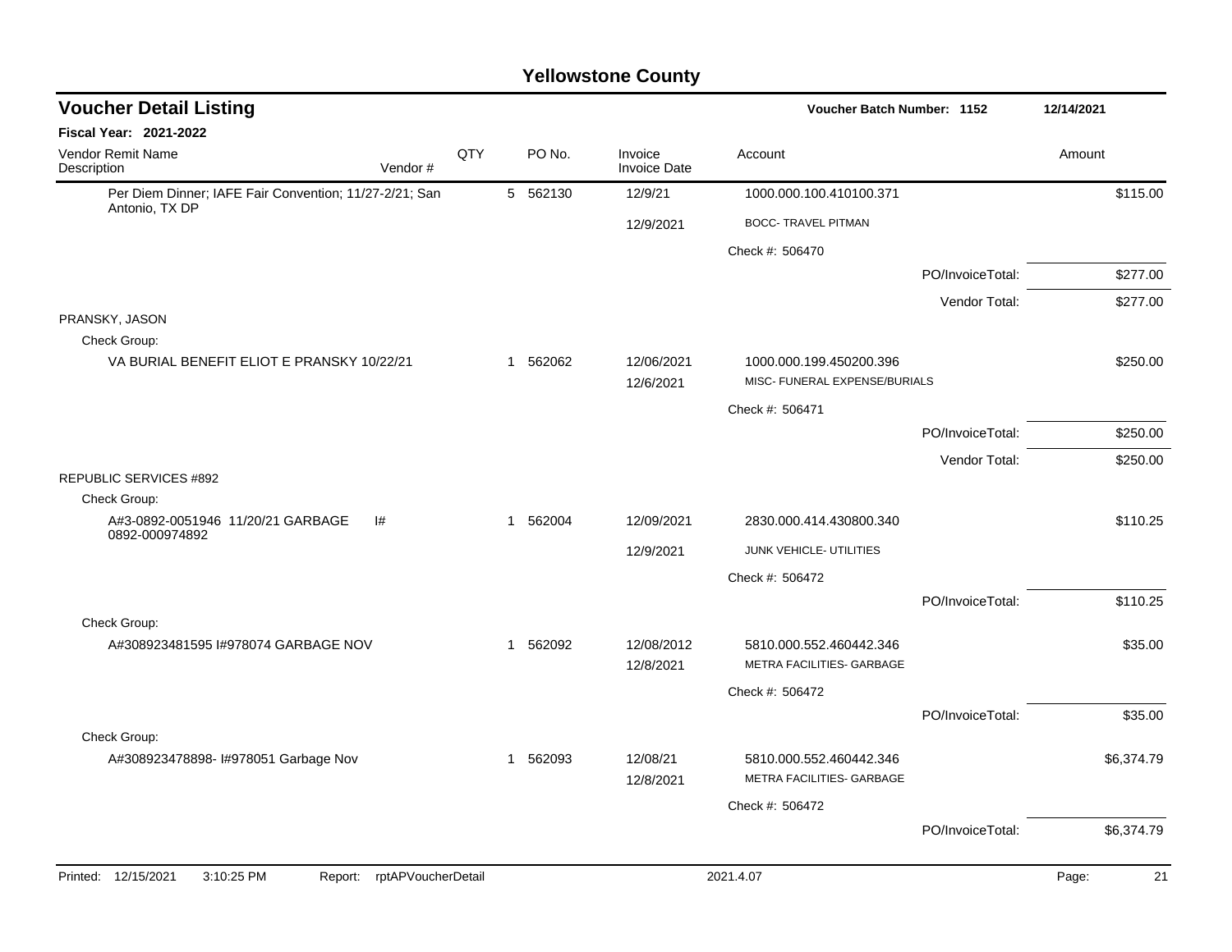## Yellowstone County

### Voucher Detail Listing

**Voucher Batch Number: 1152** 12/14/2021

**Fiscal Year: 2021-2022**

| Vendor Remit Name / Description | Vendor # | QTY | PO No. | Invoice / Invoice Date | Account | | Amount |
|---|---|---|---|---|---|---|---|
| Per Diem Dinner; IAFE Fair Convention; 11/27-2/21; San Antonio, TX DP | | 5 | 562130 | 12/9/21 | 1000.000.100.410100.371 | | $115.00 |
| | | | | 12/9/2021 | BOCC- TRAVEL PITMAN | | |
| | | | | | Check #: 506470 | | |
| | | | | | | PO/InvoiceTotal: | $277.00 |
| | | | | | | Vendor Total: | $277.00 |
| PRANSKY, JASON | | | | | | | |
| Check Group: | | | | | | | |
| VA BURIAL BENEFIT ELIOT E PRANSKY 10/22/21 | | 1 | 562062 | 12/06/2021 | 1000.000.199.450200.396 | | $250.00 |
| | | | | 12/6/2021 | MISC- FUNERAL EXPENSE/BURIALS | | |
| | | | | | Check #: 506471 | | |
| | | | | | | PO/InvoiceTotal: | $250.00 |
| | | | | | | Vendor Total: | $250.00 |
| REPUBLIC SERVICES #892 | | | | | | | |
| Check Group: | | | | | | | |
| A#3-0892-0051946 11/20/21 GARBAGE I# 0892-000974892 | | 1 | 562004 | 12/09/2021 | 2830.000.414.430800.340 | | $110.25 |
| | | | | 12/9/2021 | JUNK VEHICLE- UTILITIES | | |
| | | | | | Check #: 506472 | | |
| | | | | | | PO/InvoiceTotal: | $110.25 |
| Check Group: | | | | | | | |
| A#308923481595 I#978074 GARBAGE NOV | | 1 | 562092 | 12/08/2012 | 5810.000.552.460442.346 | | $35.00 |
| | | | | 12/8/2021 | METRA FACILITIES- GARBAGE | | |
| | | | | | Check #: 506472 | | |
| | | | | | | PO/InvoiceTotal: | $35.00 |
| Check Group: | | | | | | | |
| A#308923478898- I#978051 Garbage Nov | | 1 | 562093 | 12/08/21 | 5810.000.552.460442.346 | | $6,374.79 |
| | | | | 12/8/2021 | METRA FACILITIES- GARBAGE | | |
| | | | | | Check #: 506472 | | |
| | | | | | | PO/InvoiceTotal: | $6,374.79 |

Printed: 12/15/2021 3:10:25 PM Report: rptAPVoucherDetail 2021.4.07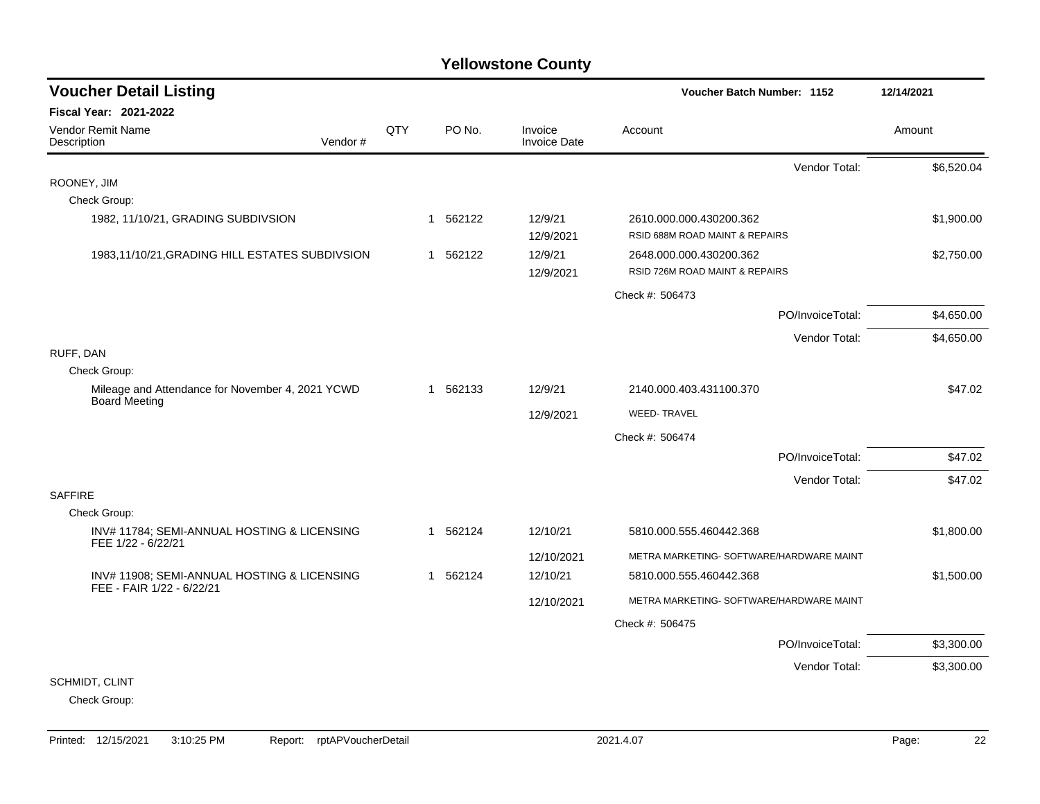# Yellowstone County

## Voucher Detail Listing

**Voucher Batch Number: 1152** | 12/14/2021

**Fiscal Year: 2021-2022**

| Vendor Remit Name / Description | Vendor # | QTY | PO No. | Invoice / Invoice Date | Account | Amount |
|---|---|---|---|---|---|---|
| | | | | | Vendor Total: | $6,520.04 |
| ROONEY, JIM | | | | | | |
| Check Group: | | | | | | |
| 1982, 11/10/21, GRADING SUBDIVSION | | 1 | 562122 | 12/9/21<br>12/9/2021 | 2610.000.000.430200.362<br>RSID 688M ROAD MAINT & REPAIRS | $1,900.00 |
| 1983,11/10/21,GRADING HILL ESTATES SUBDIVSION | | 1 | 562122 | 12/9/21<br>12/9/2021 | 2648.000.000.430200.362<br>RSID 726M ROAD MAINT & REPAIRS | $2,750.00 |
| | | | | | Check #: 506473 | |
| | | | | | PO/InvoiceTotal: | $4,650.00 |
| | | | | | Vendor Total: | $4,650.00 |
| RUFF, DAN | | | | | | |
| Check Group: | | | | | | |
| Mileage and Attendance for November 4, 2021 YCWD Board Meeting | | 1 | 562133 | 12/9/21<br>12/9/2021 | 2140.000.403.431100.370<br>WEED- TRAVEL | $47.02 |
| | | | | | Check #: 506474 | |
| | | | | | PO/InvoiceTotal: | $47.02 |
| | | | | | Vendor Total: | $47.02 |
| SAFFIRE | | | | | | |
| Check Group: | | | | | | |
| INV# 11784; SEMI-ANNUAL HOSTING & LICENSING FEE 1/22 - 6/22/21 | | 1 | 562124 | 12/10/21<br>12/10/2021 | 5810.000.555.460442.368<br>METRA MARKETING- SOFTWARE/HARDWARE MAINT | $1,800.00 |
| INV# 11908; SEMI-ANNUAL HOSTING & LICENSING FEE - FAIR 1/22 - 6/22/21 | | 1 | 562124 | 12/10/21<br>12/10/2021 | 5810.000.555.460442.368<br>METRA MARKETING- SOFTWARE/HARDWARE MAINT | $1,500.00 |
| | | | | | Check #: 506475 | |
| | | | | | PO/InvoiceTotal: | $3,300.00 |
| | | | | | Vendor Total: | $3,300.00 |
| SCHMIDT, CLINT | | | | | | |
| Check Group: | | | | | | |

Printed: 12/15/2021 3:10:25 PM Report: rptAPVoucherDetail 2021.4.07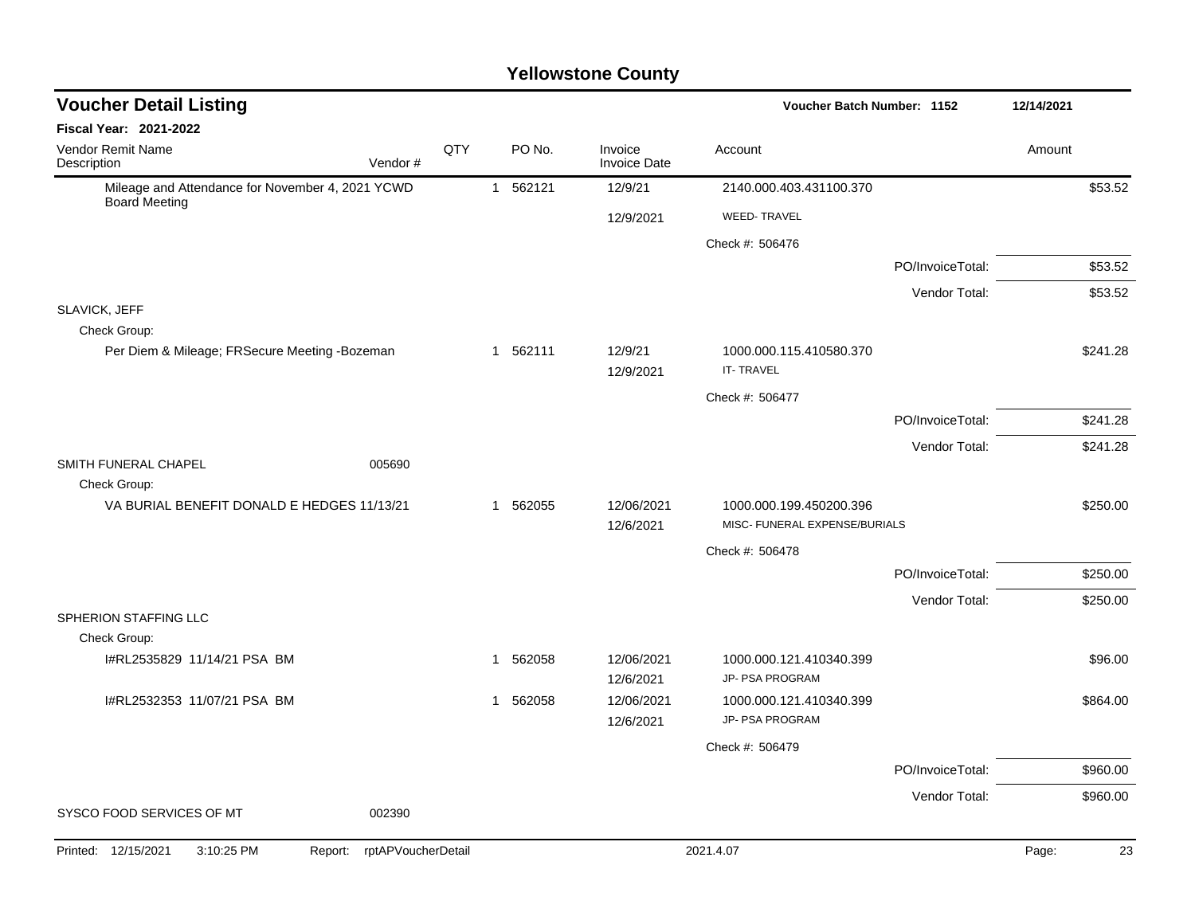# Yellowstone County

## Voucher Detail Listing

**Voucher Batch Number: 1152** — 12/14/2021

**Fiscal Year: 2021-2022**

| Vendor Remit Name / Description | Vendor # | QTY | PO No. | Invoice / Invoice Date | Account | Amount |
|---|---|---|---|---|---|---|
| Mileage and Attendance for November 4, 2021 YCWD Board Meeting | | 1 | 562121 | 12/9/21 | 2140.000.403.431100.370 | $53.52 |
| | | | | 12/9/2021 | WEED- TRAVEL | |
| | | | | | Check #: 506476 | |
| | | | | | PO/InvoiceTotal: | $53.52 |
| | | | | | Vendor Total: | $53.52 |
| SLAVICK, JEFF | | | | | | |
| Check Group: | | | | | | |
| Per Diem & Mileage; FRSecure Meeting -Bozeman | | 1 | 562111 | 12/9/21 | 1000.000.115.410580.370 | $241.28 |
| | | | | 12/9/2021 | IT- TRAVEL | |
| | | | | | Check #: 506477 | |
| | | | | | PO/InvoiceTotal: | $241.28 |
| | | | | | Vendor Total: | $241.28 |
| SMITH FUNERAL CHAPEL | 005690 | | | | | |
| Check Group: | | | | | | |
| VA BURIAL BENEFIT DONALD E HEDGES 11/13/21 | | 1 | 562055 | 12/06/2021 | 1000.000.199.450200.396 | $250.00 |
| | | | | 12/6/2021 | MISC- FUNERAL EXPENSE/BURIALS | |
| | | | | | Check #: 506478 | |
| | | | | | PO/InvoiceTotal: | $250.00 |
| | | | | | Vendor Total: | $250.00 |
| SPHERION STAFFING LLC | | | | | | |
| Check Group: | | | | | | |
| I#RL2535829 11/14/21 PSA BM | | 1 | 562058 | 12/06/2021 | 1000.000.121.410340.399 | $96.00 |
| | | | | 12/6/2021 | JP- PSA PROGRAM | |
| I#RL2532353 11/07/21 PSA BM | | 1 | 562058 | 12/06/2021 | 1000.000.121.410340.399 | $864.00 |
| | | | | 12/6/2021 | JP- PSA PROGRAM | |
| | | | | | Check #: 506479 | |
| | | | | | PO/InvoiceTotal: | $960.00 |
| | | | | | Vendor Total: | $960.00 |
| SYSCO FOOD SERVICES OF MT | 002390 | | | | | |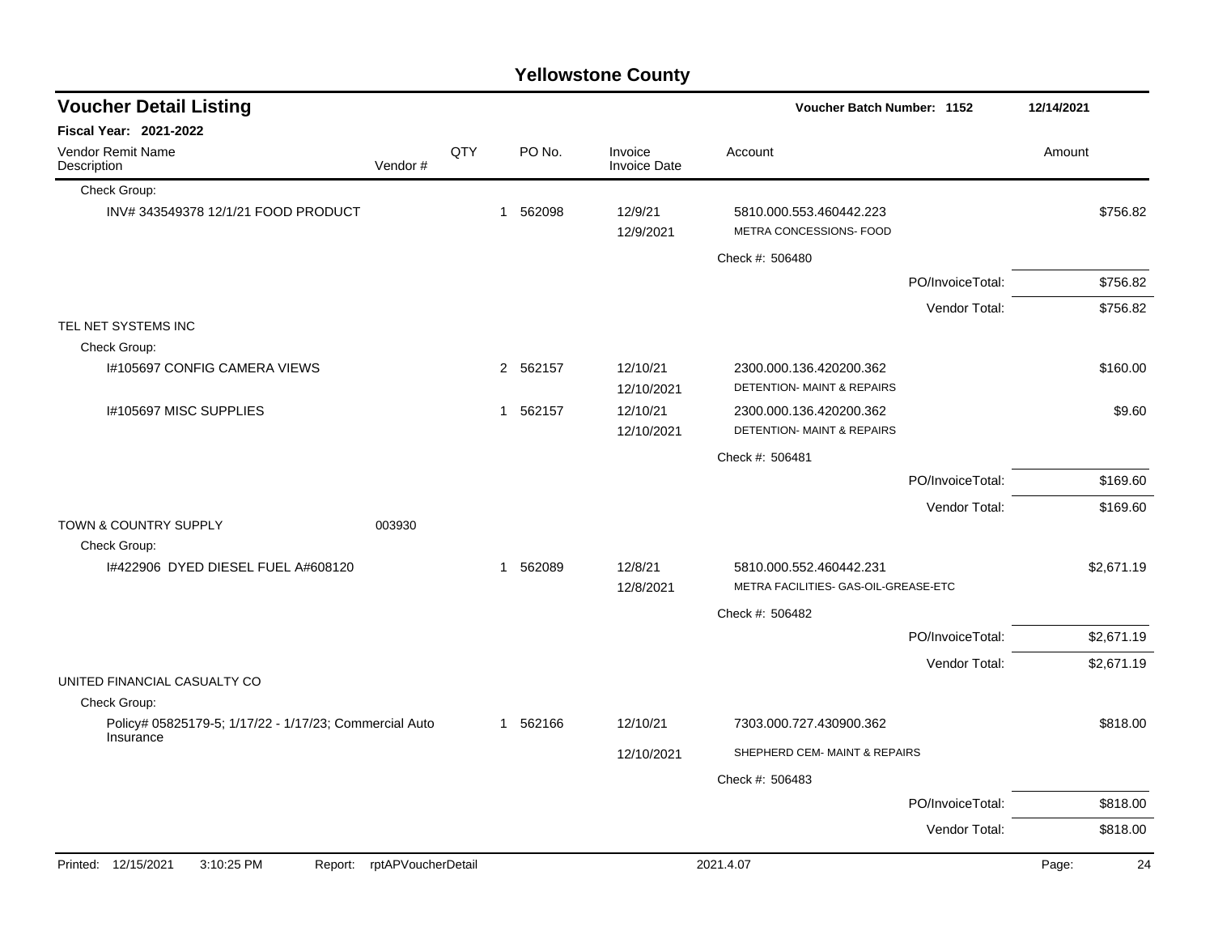# Yellowstone County

## Voucher Detail Listing

Voucher Batch Number: 1152 — 12/14/2021

**Fiscal Year: 2021-2022**

| Vendor Remit Name / Description | Vendor # | QTY | PO No. | Invoice / Invoice Date | Account | Amount |
|---|---|---|---|---|---|---|
| Check Group: | | | | | | |
| INV# 343549378 12/1/21 FOOD PRODUCT | | 1 | 562098 | 12/9/21<br>12/9/2021 | 5810.000.553.460442.223<br>METRA CONCESSIONS- FOOD | $756.82 |
| | | | | | Check #: 506480 | |
| | | | | | PO/InvoiceTotal: | $756.82 |
| | | | | | Vendor Total: | $756.82 |
| TEL NET SYSTEMS INC | | | | | | |
| Check Group: | | | | | | |
| I#105697 CONFIG CAMERA VIEWS | | 2 | 562157 | 12/10/21<br>12/10/2021 | 2300.000.136.420200.362<br>DETENTION- MAINT & REPAIRS | $160.00 |
| I#105697 MISC SUPPLIES | | 1 | 562157 | 12/10/21<br>12/10/2021 | 2300.000.136.420200.362<br>DETENTION- MAINT & REPAIRS | $9.60 |
| | | | | | Check #: 506481 | |
| | | | | | PO/InvoiceTotal: | $169.60 |
| | | | | | Vendor Total: | $169.60 |
| TOWN & COUNTRY SUPPLY | 003930 | | | | | |
| Check Group: | | | | | | |
| I#422906 DYED DIESEL FUEL A#608120 | | 1 | 562089 | 12/8/21<br>12/8/2021 | 5810.000.552.460442.231<br>METRA FACILITIES- GAS-OIL-GREASE-ETC | $2,671.19 |
| | | | | | Check #: 506482 | |
| | | | | | PO/InvoiceTotal: | $2,671.19 |
| | | | | | Vendor Total: | $2,671.19 |
| UNITED FINANCIAL CASUALTY CO | | | | | | |
| Check Group: | | | | | | |
| Policy# 05825179-5; 1/17/22 - 1/17/23; Commercial Auto Insurance | | 1 | 562166 | 12/10/21<br>12/10/2021 | 7303.000.727.430900.362<br>SHEPHERD CEM- MAINT & REPAIRS | $818.00 |
| | | | | | Check #: 506483 | |
| | | | | | PO/InvoiceTotal: | $818.00 |
| | | | | | Vendor Total: | $818.00 |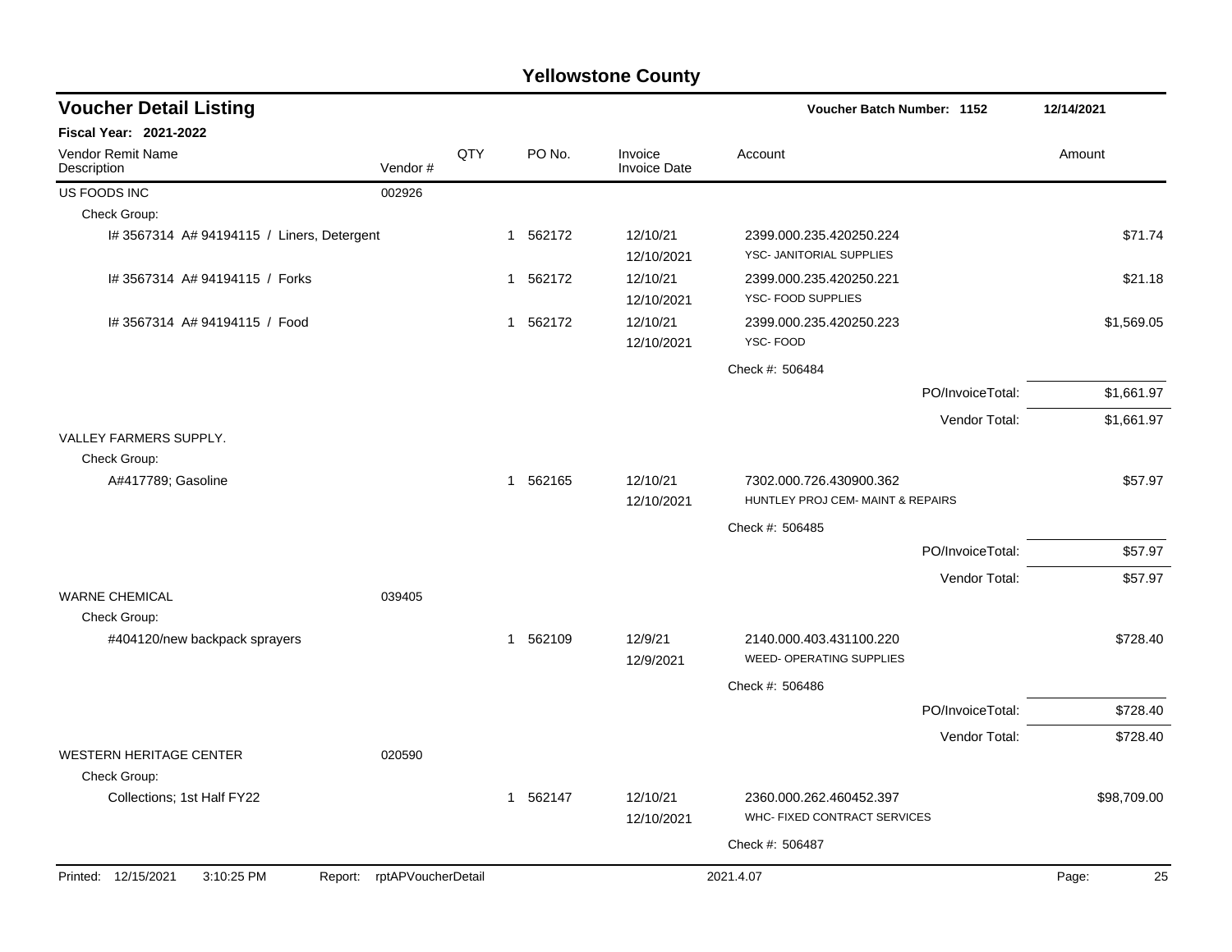# Yellowstone County

## Voucher Detail Listing

**Voucher Batch Number: 1152** — 12/14/2021

**Fiscal Year: 2021-2022**

| Vendor Remit Name / Description | Vendor # | QTY | PO No. | Invoice / Invoice Date | Account | Amount |
|---|---|---|---|---|---|---|
| US FOODS INC | 002926 | | | | | |
| Check Group: | | | | | | |
| I# 3567314 A# 94194115 / Liners, Detergent | | 1 | 562172 | 12/10/21 12/10/2021 | 2399.000.235.420250.224 YSC- JANITORIAL SUPPLIES | $71.74 |
| I# 3567314 A# 94194115 / Forks | | 1 | 562172 | 12/10/21 12/10/2021 | 2399.000.235.420250.221 YSC- FOOD SUPPLIES | $21.18 |
| I# 3567314 A# 94194115 / Food | | 1 | 562172 | 12/10/21 12/10/2021 | 2399.000.235.420250.223 YSC- FOOD | $1,569.05 |
| | | | | | Check #: 506484 | |
| | | | | | PO/InvoiceTotal: | $1,661.97 |
| | | | | | Vendor Total: | $1,661.97 |
| VALLEY FARMERS SUPPLY. | | | | | | |
| Check Group: | | | | | | |
| A#417789; Gasoline | | 1 | 562165 | 12/10/21 12/10/2021 | 7302.000.726.430900.362 HUNTLEY PROJ CEM- MAINT & REPAIRS | $57.97 |
| | | | | | Check #: 506485 | |
| | | | | | PO/InvoiceTotal: | $57.97 |
| | | | | | Vendor Total: | $57.97 |
| WARNE CHEMICAL | 039405 | | | | | |
| Check Group: | | | | | | |
| #404120/new backpack sprayers | | 1 | 562109 | 12/9/21 12/9/2021 | 2140.000.403.431100.220 WEED- OPERATING SUPPLIES | $728.40 |
| | | | | | Check #: 506486 | |
| | | | | | PO/InvoiceTotal: | $728.40 |
| | | | | | Vendor Total: | $728.40 |
| WESTERN HERITAGE CENTER | 020590 | | | | | |
| Check Group: | | | | | | |
| Collections; 1st Half FY22 | | 1 | 562147 | 12/10/21 12/10/2021 | 2360.000.262.460452.397 WHC- FIXED CONTRACT SERVICES | $98,709.00 |
| | | | | | Check #: 506487 | |

Printed: 12/15/2021 3:10:25 PM Report: rptAPVoucherDetail 2021.4.07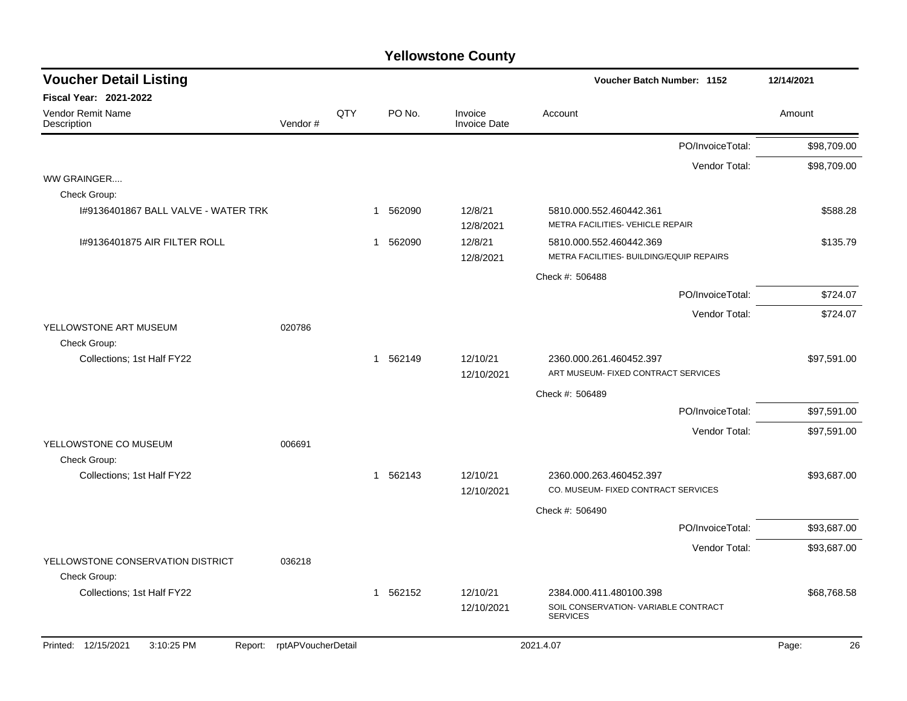# Yellowstone County

## Voucher Detail Listing

**Voucher Batch Number: 1152** 12/14/2021

**Fiscal Year: 2021-2022**

| Vendor Remit Name / Description | Vendor # | QTY | PO No. | Invoice / Invoice Date | Account | Amount |
|---|---|---|---|---|---|---|
| | | | | | PO/InvoiceTotal: | $98,709.00 |
| | | | | | Vendor Total: | $98,709.00 |
| WW GRAINGER.... | | | | | | |
| Check Group: | | | | | | |
| I#9136401867 BALL VALVE - WATER TRK | | 1 | 562090 | 12/8/21 12/8/2021 | 5810.000.552.460442.361 METRA FACILITIES- VEHICLE REPAIR | $588.28 |
| I#9136401875 AIR FILTER ROLL | | 1 | 562090 | 12/8/21 12/8/2021 | 5810.000.552.460442.369 METRA FACILITIES- BUILDING/EQUIP REPAIRS | $135.79 |
| | | | | | Check #: 506488 | |
| | | | | | PO/InvoiceTotal: | $724.07 |
| | | | | | Vendor Total: | $724.07 |
| YELLOWSTONE ART MUSEUM | 020786 | | | | | |
| Check Group: | | | | | | |
| Collections; 1st Half FY22 | | 1 | 562149 | 12/10/21 12/10/2021 | 2360.000.261.460452.397 ART MUSEUM- FIXED CONTRACT SERVICES | $97,591.00 |
| | | | | | Check #: 506489 | |
| | | | | | PO/InvoiceTotal: | $97,591.00 |
| | | | | | Vendor Total: | $97,591.00 |
| YELLOWSTONE CO MUSEUM | 006691 | | | | | |
| Check Group: | | | | | | |
| Collections; 1st Half FY22 | | 1 | 562143 | 12/10/21 12/10/2021 | 2360.000.263.460452.397 CO. MUSEUM- FIXED CONTRACT SERVICES | $93,687.00 |
| | | | | | Check #: 506490 | |
| | | | | | PO/InvoiceTotal: | $93,687.00 |
| | | | | | Vendor Total: | $93,687.00 |
| YELLOWSTONE CONSERVATION DISTRICT | 036218 | | | | | |
| Check Group: | | | | | | |
| Collections; 1st Half FY22 | | 1 | 562152 | 12/10/21 12/10/2021 | 2384.000.411.480100.398 SOIL CONSERVATION- VARIABLE CONTRACT SERVICES | $68,768.58 |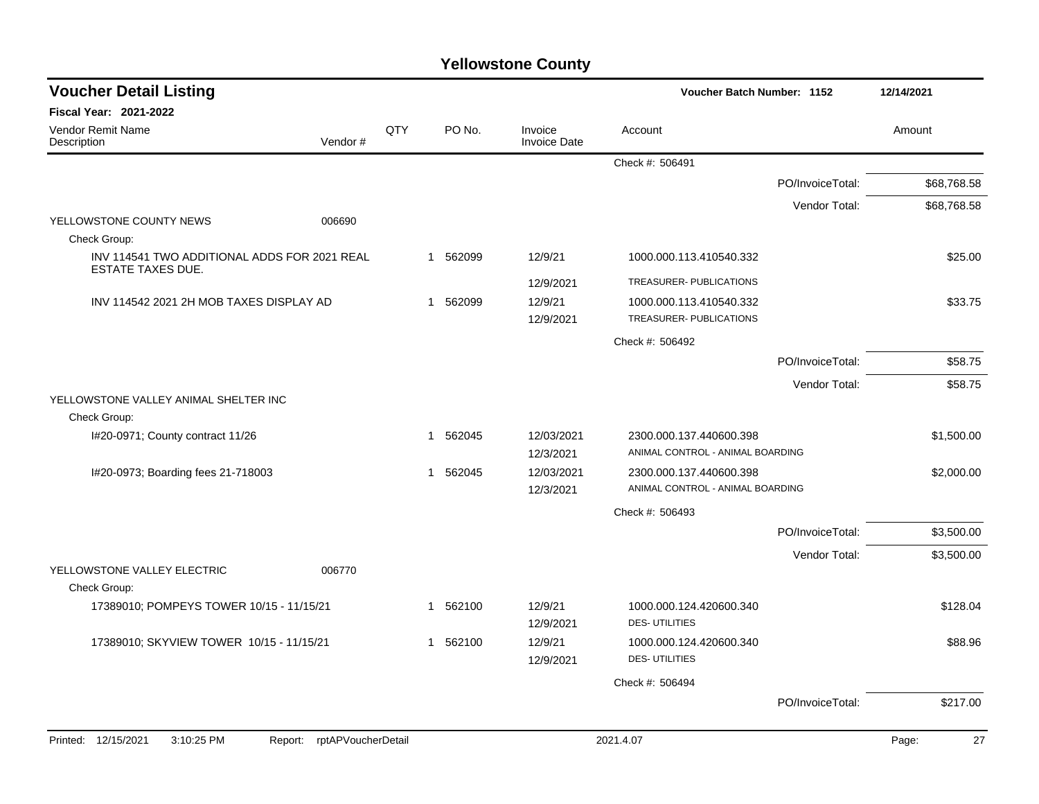# Yellowstone County

## Voucher Detail Listing

**Voucher Batch Number: 1152** — 12/14/2021

**Fiscal Year: 2021-2022**

| Vendor Remit Name / Description | Vendor # | QTY | PO No. | Invoice / Invoice Date | Account | Amount |
|---|---|---|---|---|---|---|
| | | | | | Check #: 506491 | |
| | | | | | PO/InvoiceTotal: | $68,768.58 |
| | | | | | Vendor Total: | $68,768.58 |
| YELLOWSTONE COUNTY NEWS | 006690 | | | | | |
| Check Group: | | | | | | |
| INV 114541 TWO ADDITIONAL ADDS FOR 2021 REAL ESTATE TAXES DUE. | | 1 | 562099 | 12/9/21<br>12/9/2021 | 1000.000.113.410540.332<br>TREASURER- PUBLICATIONS | $25.00 |
| INV 114542 2021 2H MOB TAXES DISPLAY AD | | 1 | 562099 | 12/9/21<br>12/9/2021 | 1000.000.113.410540.332<br>TREASURER- PUBLICATIONS | $33.75 |
| | | | | | Check #: 506492 | |
| | | | | | PO/InvoiceTotal: | $58.75 |
| | | | | | Vendor Total: | $58.75 |
| YELLOWSTONE VALLEY ANIMAL SHELTER INC | | | | | | |
| Check Group: | | | | | | |
| I#20-0971; County contract 11/26 | | 1 | 562045 | 12/03/2021<br>12/3/2021 | 2300.000.137.440600.398<br>ANIMAL CONTROL - ANIMAL BOARDING | $1,500.00 |
| I#20-0973; Boarding fees 21-718003 | | 1 | 562045 | 12/03/2021<br>12/3/2021 | 2300.000.137.440600.398<br>ANIMAL CONTROL - ANIMAL BOARDING | $2,000.00 |
| | | | | | Check #: 506493 | |
| | | | | | PO/InvoiceTotal: | $3,500.00 |
| | | | | | Vendor Total: | $3,500.00 |
| YELLOWSTONE VALLEY ELECTRIC | 006770 | | | | | |
| Check Group: | | | | | | |
| 17389010; POMPEYS TOWER 10/15 - 11/15/21 | | 1 | 562100 | 12/9/21<br>12/9/2021 | 1000.000.124.420600.340<br>DES- UTILITIES | $128.04 |
| 17389010; SKYVIEW TOWER 10/15 - 11/15/21 | | 1 | 562100 | 12/9/21<br>12/9/2021 | 1000.000.124.420600.340<br>DES- UTILITIES | $88.96 |
| | | | | | Check #: 506494 | |
| | | | | | PO/InvoiceTotal: | $217.00 |

Printed: 12/15/2021 3:10:25 PM Report: rptAPVoucherDetail 2021.4.07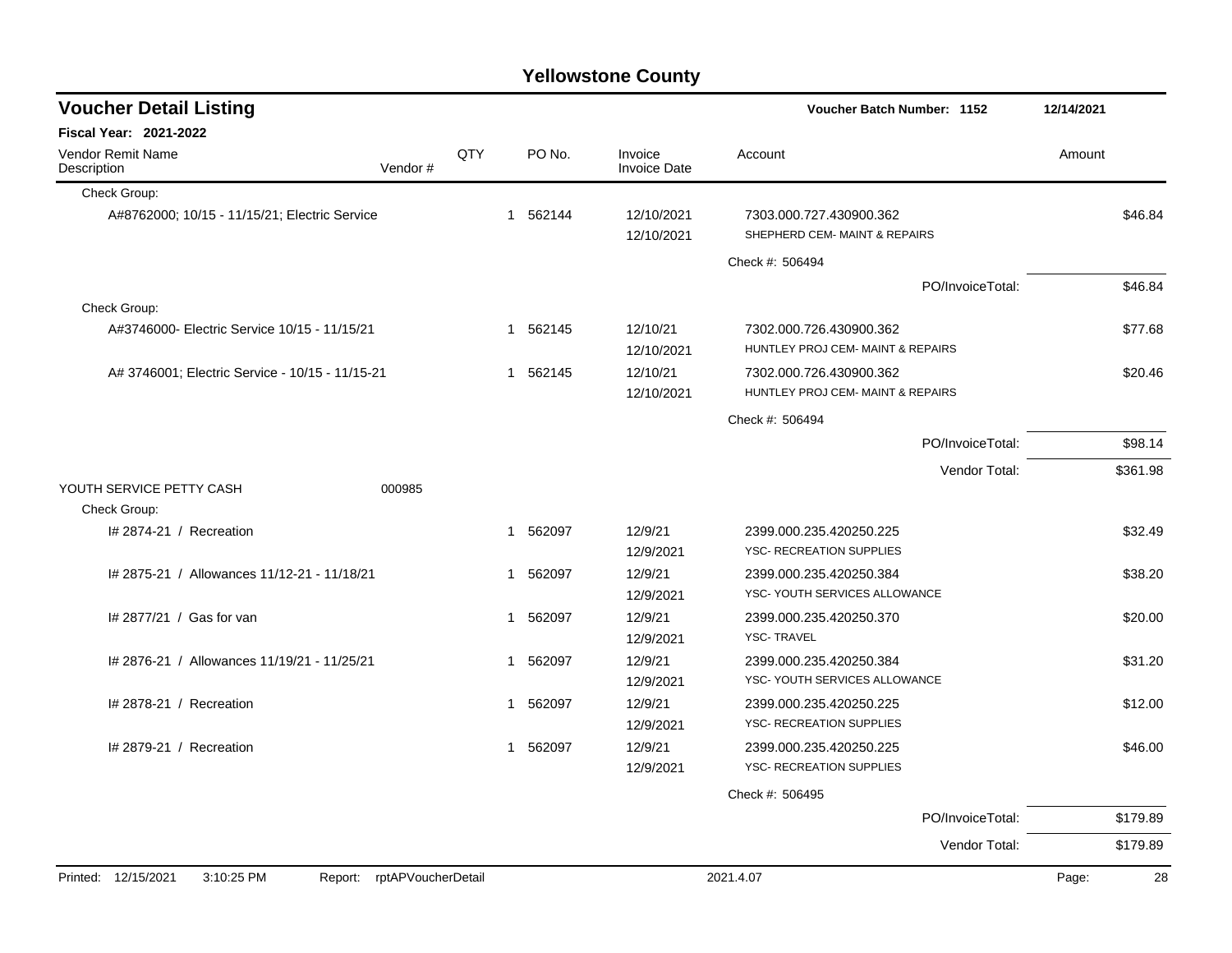# Yellowstone County

## Voucher Detail Listing

**Voucher Batch Number: 1152** 12/14/2021

**Fiscal Year: 2021-2022**

| Vendor Remit Name / Description | Vendor # | QTY | PO No. | Invoice / Invoice Date | Account | Amount |
|---|---|---|---|---|---|---|
| Check Group: | | | | | | |
| A#8762000; 10/15 - 11/15/21; Electric Service | | 1 | 562144 | 12/10/2021 / 12/10/2021 | 7303.000.727.430900.362 SHEPHERD CEM- MAINT & REPAIRS | $46.84 |
| | | | | | Check #: 506494 | |
| | | | | | PO/InvoiceTotal: | $46.84 |
| Check Group: | | | | | | |
| A#3746000- Electric Service 10/15 - 11/15/21 | | 1 | 562145 | 12/10/21 / 12/10/2021 | 7302.000.726.430900.362 HUNTLEY PROJ CEM- MAINT & REPAIRS | $77.68 |
| A# 3746001; Electric Service - 10/15 - 11/15-21 | | 1 | 562145 | 12/10/21 / 12/10/2021 | 7302.000.726.430900.362 HUNTLEY PROJ CEM- MAINT & REPAIRS | $20.46 |
| | | | | | Check #: 506494 | |
| | | | | | PO/InvoiceTotal: | $98.14 |
| | | | | | Vendor Total: | $361.98 |
| YOUTH SERVICE PETTY CASH | 000985 | | | | | |
| Check Group: | | | | | | |
| I# 2874-21 / Recreation | | 1 | 562097 | 12/9/21 / 12/9/2021 | 2399.000.235.420250.225 YSC- RECREATION SUPPLIES | $32.49 |
| I# 2875-21 / Allowances 11/12-21 - 11/18/21 | | 1 | 562097 | 12/9/21 / 12/9/2021 | 2399.000.235.420250.384 YSC- YOUTH SERVICES ALLOWANCE | $38.20 |
| I# 2877/21 / Gas for van | | 1 | 562097 | 12/9/21 / 12/9/2021 | 2399.000.235.420250.370 YSC- TRAVEL | $20.00 |
| I# 2876-21 / Allowances 11/19/21 - 11/25/21 | | 1 | 562097 | 12/9/21 / 12/9/2021 | 2399.000.235.420250.384 YSC- YOUTH SERVICES ALLOWANCE | $31.20 |
| I# 2878-21 / Recreation | | 1 | 562097 | 12/9/21 / 12/9/2021 | 2399.000.235.420250.225 YSC- RECREATION SUPPLIES | $12.00 |
| I# 2879-21 / Recreation | | 1 | 562097 | 12/9/21 / 12/9/2021 | 2399.000.235.420250.225 YSC- RECREATION SUPPLIES | $46.00 |
| | | | | | Check #: 506495 | |
| | | | | | PO/InvoiceTotal: | $179.89 |
| | | | | | Vendor Total: | $179.89 |

Printed: 12/15/2021 3:10:25 PM Report: rptAPVoucherDetail 2021.4.07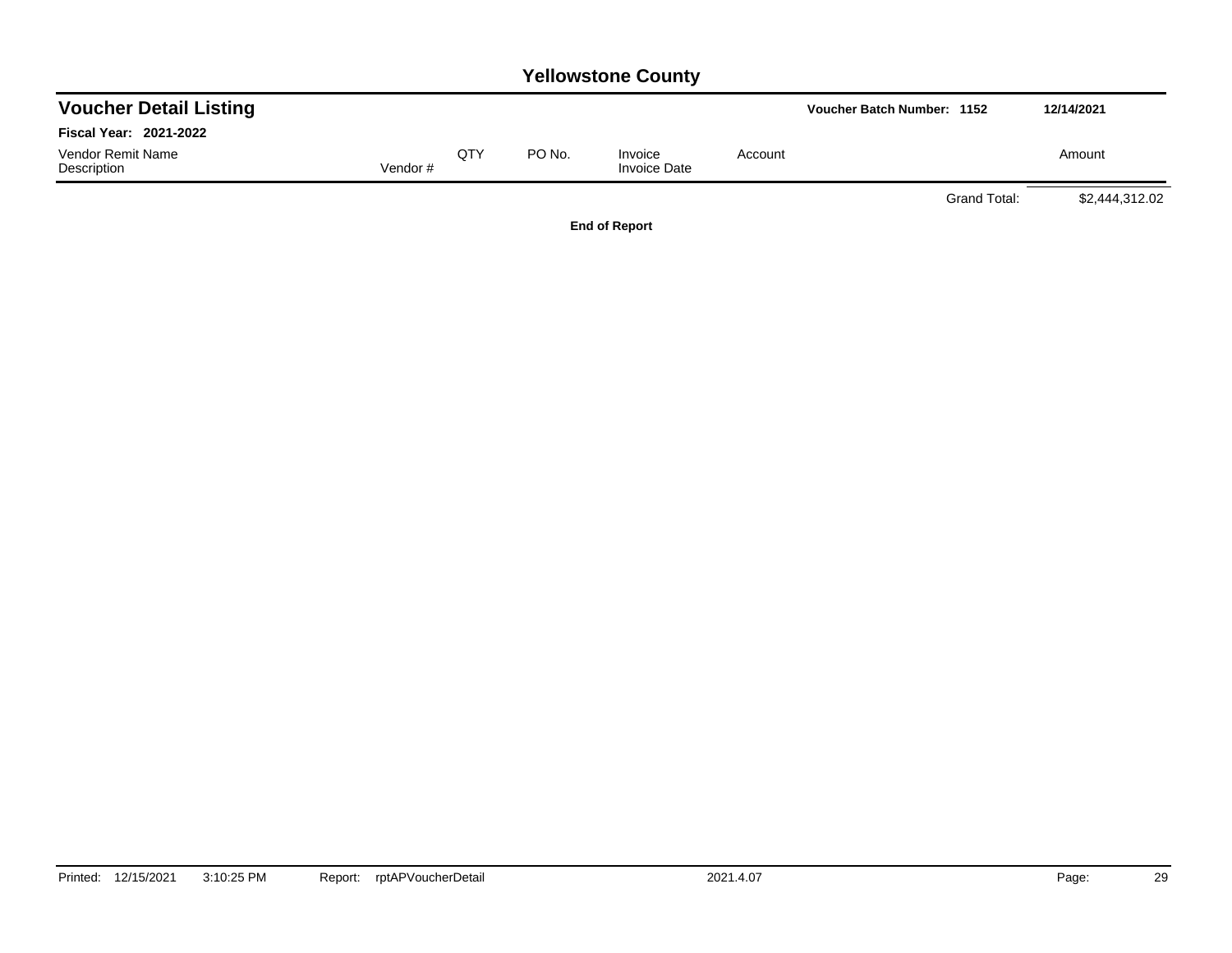# Yellowstone County

## Voucher Detail Listing

**Voucher Batch Number: 1152** **12/14/2021**

**Fiscal Year: 2021-2022**

| Vendor Remit Name<br>Description | Vendor # | QTY | PO No. | Invoice<br>Invoice Date | Account | Amount |
|---|---|---|---|---|---|---|
| | | | | | Grand Total: | $2,444,312.02 |

**End of Report**